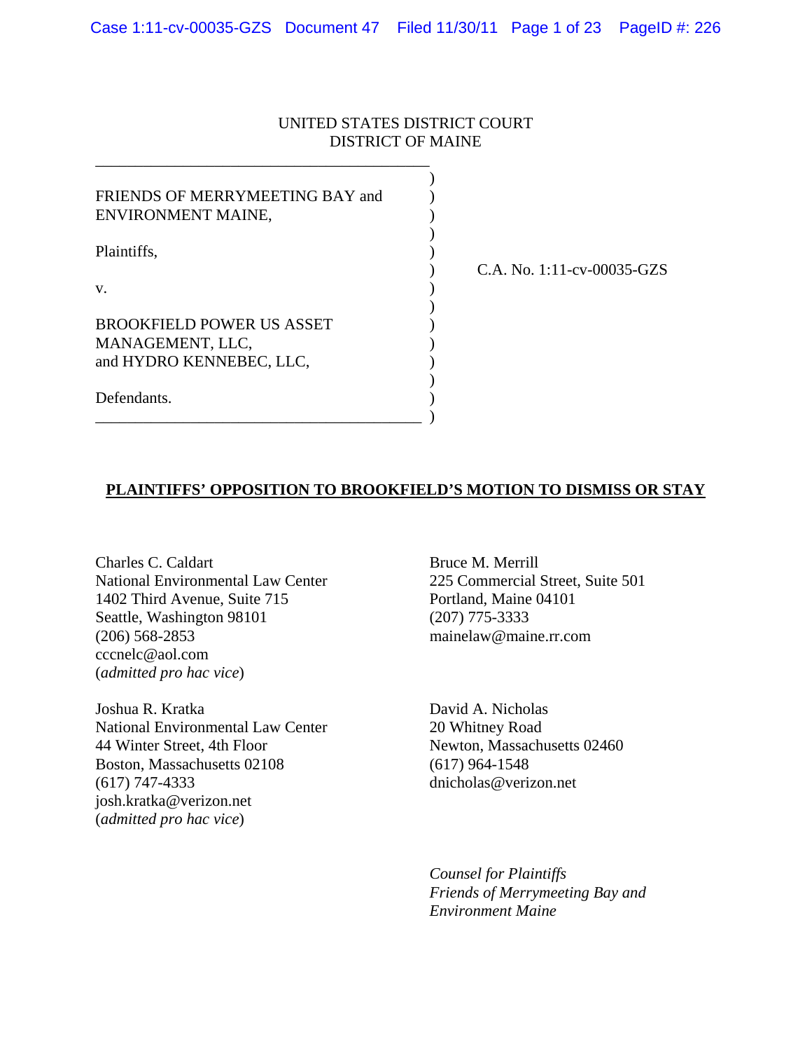UNITED STATES DISTRICT COURT
DISTRICT OF MAINE

FRIENDS OF MERRYMEETING BAY and ENVIRONMENT MAINE,

Plaintiffs,

v.

BROOKFIELD POWER US ASSET MANAGEMENT, LLC, and HYDRO KENNEBEC, LLC,

Defendants.

C.A. No. 1:11-cv-00035-GZS

**PLAINTIFFS' OPPOSITION TO BROOKFIELD'S MOTION TO DISMISS OR STAY**

Charles C. Caldart
National Environmental Law Center
1402 Third Avenue, Suite 715
Seattle, Washington 98101
(206) 568-2853
cccnelc@aol.com
(*admitted pro hac vice*)

Joshua R. Kratka
National Environmental Law Center
44 Winter Street, 4th Floor
Boston, Massachusetts 02108
(617) 747-4333
josh.kratka@verizon.net
(*admitted pro hac vice*)

Bruce M. Merrill
225 Commercial Street, Suite 501
Portland, Maine 04101
(207) 775-3333
mainelaw@maine.rr.com

David A. Nicholas
20 Whitney Road
Newton, Massachusetts 02460
(617) 964-1548
dnicholas@verizon.net

*Counsel for Plaintiffs*
*Friends of Merrymeeting Bay and*
*Environment Maine*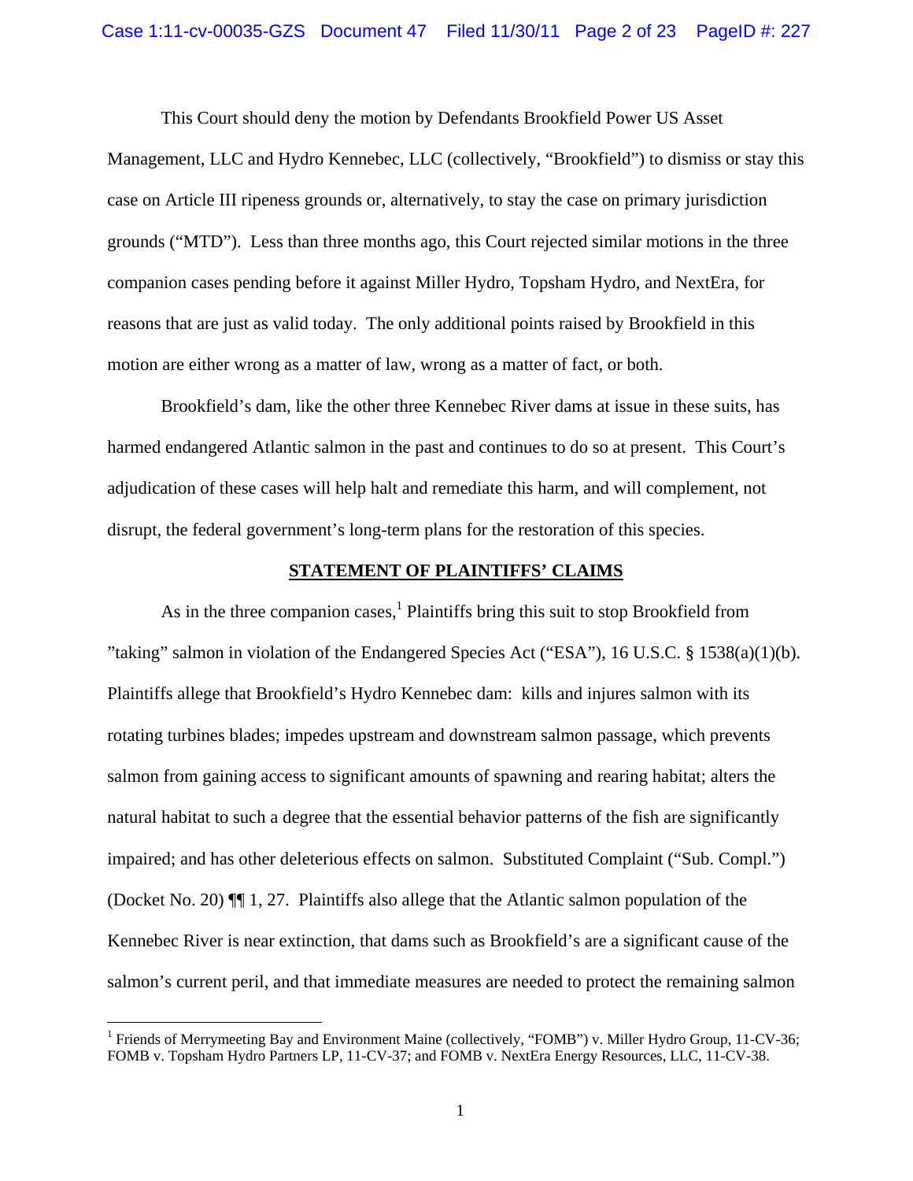This Court should deny the motion by Defendants Brookfield Power US Asset Management, LLC and Hydro Kennebec, LLC (collectively, "Brookfield") to dismiss or stay this case on Article III ripeness grounds or, alternatively, to stay the case on primary jurisdiction grounds ("MTD"). Less than three months ago, this Court rejected similar motions in the three companion cases pending before it against Miller Hydro, Topsham Hydro, and NextEra, for reasons that are just as valid today. The only additional points raised by Brookfield in this motion are either wrong as a matter of law, wrong as a matter of fact, or both.

Brookfield's dam, like the other three Kennebec River dams at issue in these suits, has harmed endangered Atlantic salmon in the past and continues to do so at present. This Court's adjudication of these cases will help halt and remediate this harm, and will complement, not disrupt, the federal government's long-term plans for the restoration of this species.

## STATEMENT OF PLAINTIFFS' CLAIMS

As in the three companion cases,[1] Plaintiffs bring this suit to stop Brookfield from "taking" salmon in violation of the Endangered Species Act ("ESA"), 16 U.S.C. § 1538(a)(1)(b). Plaintiffs allege that Brookfield's Hydro Kennebec dam: kills and injures salmon with its rotating turbines blades; impedes upstream and downstream salmon passage, which prevents salmon from gaining access to significant amounts of spawning and rearing habitat; alters the natural habitat to such a degree that the essential behavior patterns of the fish are significantly impaired; and has other deleterious effects on salmon. Substituted Complaint ("Sub. Compl.") (Docket No. 20) ¶¶ 1, 27. Plaintiffs also allege that the Atlantic salmon population of the Kennebec River is near extinction, that dams such as Brookfield's are a significant cause of the salmon's current peril, and that immediate measures are needed to protect the remaining salmon

[1] Friends of Merrymeeting Bay and Environment Maine (collectively, "FOMB") v. Miller Hydro Group, 11-CV-36; FOMB v. Topsham Hydro Partners LP, 11-CV-37; and FOMB v. NextEra Energy Resources, LLC, 11-CV-38.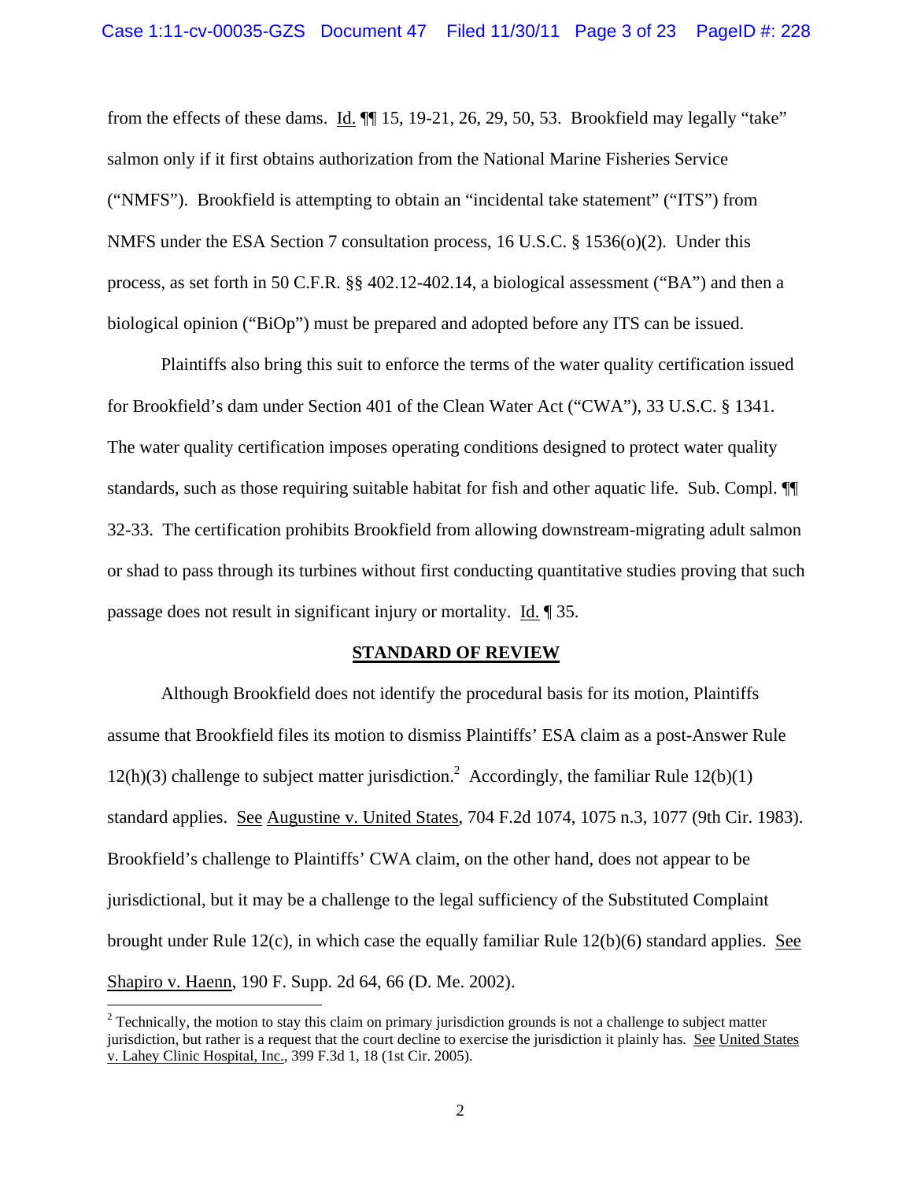from the effects of these dams. Id. ¶¶ 15, 19-21, 26, 29, 50, 53. Brookfield may legally "take" salmon only if it first obtains authorization from the National Marine Fisheries Service ("NMFS"). Brookfield is attempting to obtain an "incidental take statement" ("ITS") from NMFS under the ESA Section 7 consultation process, 16 U.S.C. § 1536(o)(2). Under this process, as set forth in 50 C.F.R. §§ 402.12-402.14, a biological assessment ("BA") and then a biological opinion ("BiOp") must be prepared and adopted before any ITS can be issued.

Plaintiffs also bring this suit to enforce the terms of the water quality certification issued for Brookfield's dam under Section 401 of the Clean Water Act ("CWA"), 33 U.S.C. § 1341. The water quality certification imposes operating conditions designed to protect water quality standards, such as those requiring suitable habitat for fish and other aquatic life. Sub. Compl. ¶¶ 32-33. The certification prohibits Brookfield from allowing downstream-migrating adult salmon or shad to pass through its turbines without first conducting quantitative studies proving that such passage does not result in significant injury or mortality. Id. ¶ 35.

## STANDARD OF REVIEW

Although Brookfield does not identify the procedural basis for its motion, Plaintiffs assume that Brookfield files its motion to dismiss Plaintiffs' ESA claim as a post-Answer Rule 12(h)(3) challenge to subject matter jurisdiction.[2] Accordingly, the familiar Rule 12(b)(1) standard applies. See Augustine v. United States, 704 F.2d 1074, 1075 n.3, 1077 (9th Cir. 1983). Brookfield's challenge to Plaintiffs' CWA claim, on the other hand, does not appear to be jurisdictional, but it may be a challenge to the legal sufficiency of the Substituted Complaint brought under Rule 12(c), in which case the equally familiar Rule 12(b)(6) standard applies. See Shapiro v. Haenn, 190 F. Supp. 2d 64, 66 (D. Me. 2002).

[2] Technically, the motion to stay this claim on primary jurisdiction grounds is not a challenge to subject matter jurisdiction, but rather is a request that the court decline to exercise the jurisdiction it plainly has. See United States v. Lahey Clinic Hospital, Inc., 399 F.3d 1, 18 (1st Cir. 2005).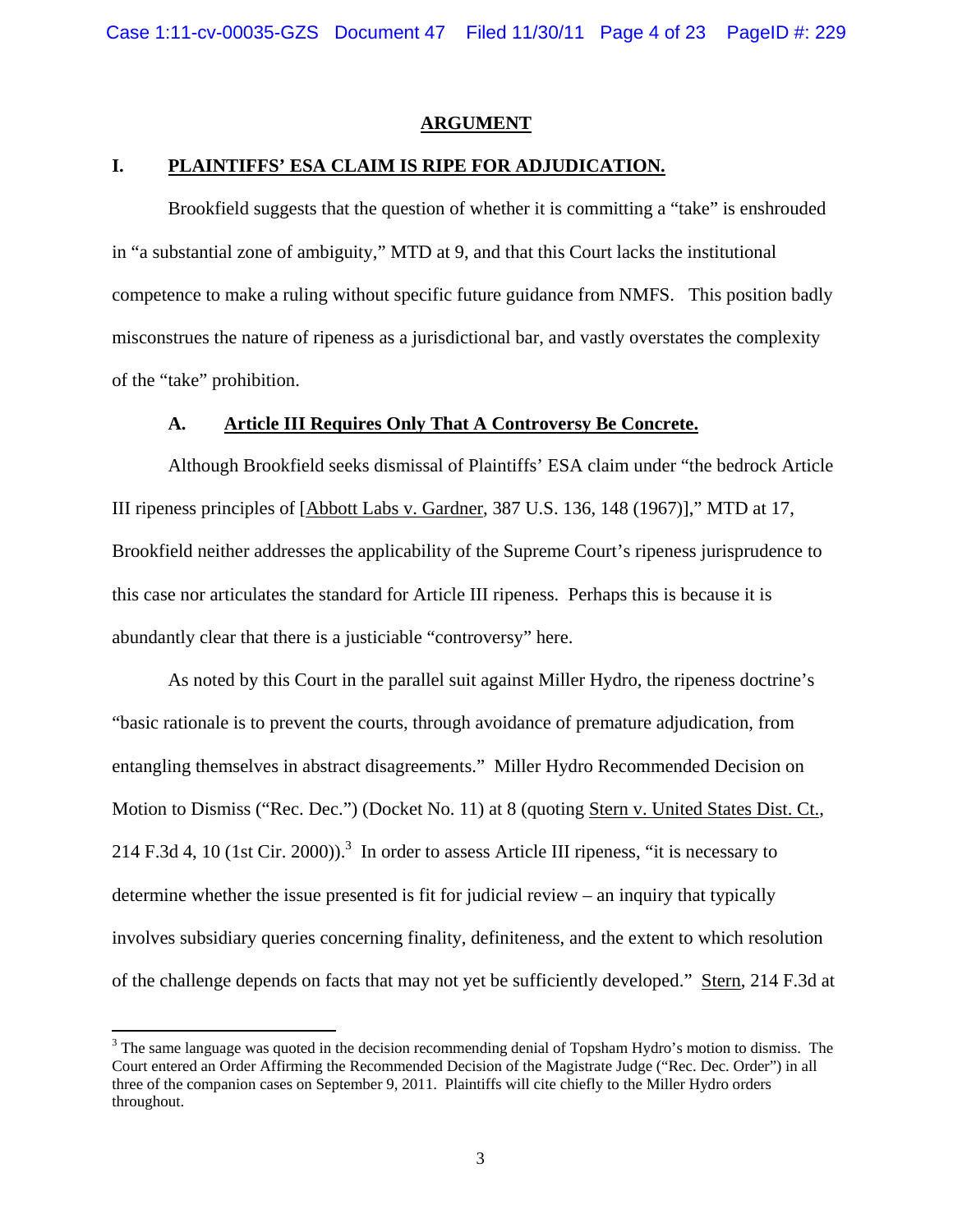## ARGUMENT

### I. PLAINTIFFS' ESA CLAIM IS RIPE FOR ADJUDICATION.

Brookfield suggests that the question of whether it is committing a "take" is enshrouded in "a substantial zone of ambiguity," MTD at 9, and that this Court lacks the institutional competence to make a ruling without specific future guidance from NMFS. This position badly misconstrues the nature of ripeness as a jurisdictional bar, and vastly overstates the complexity of the "take" prohibition.

#### A. Article III Requires Only That A Controversy Be Concrete.

Although Brookfield seeks dismissal of Plaintiffs' ESA claim under "the bedrock Article III ripeness principles of [Abbott Labs v. Gardner, 387 U.S. 136, 148 (1967)]," MTD at 17, Brookfield neither addresses the applicability of the Supreme Court's ripeness jurisprudence to this case nor articulates the standard for Article III ripeness. Perhaps this is because it is abundantly clear that there is a justiciable "controversy" here.

As noted by this Court in the parallel suit against Miller Hydro, the ripeness doctrine's "basic rationale is to prevent the courts, through avoidance of premature adjudication, from entangling themselves in abstract disagreements." Miller Hydro Recommended Decision on Motion to Dismiss ("Rec. Dec.") (Docket No. 11) at 8 (quoting Stern v. United States Dist. Ct., 214 F.3d 4, 10 (1st Cir. 2000)).[3] In order to assess Article III ripeness, "it is necessary to determine whether the issue presented is fit for judicial review – an inquiry that typically involves subsidiary queries concerning finality, definiteness, and the extent to which resolution of the challenge depends on facts that may not yet be sufficiently developed." Stern, 214 F.3d at

[3] The same language was quoted in the decision recommending denial of Topsham Hydro's motion to dismiss. The Court entered an Order Affirming the Recommended Decision of the Magistrate Judge ("Rec. Dec. Order") in all three of the companion cases on September 9, 2011. Plaintiffs will cite chiefly to the Miller Hydro orders throughout.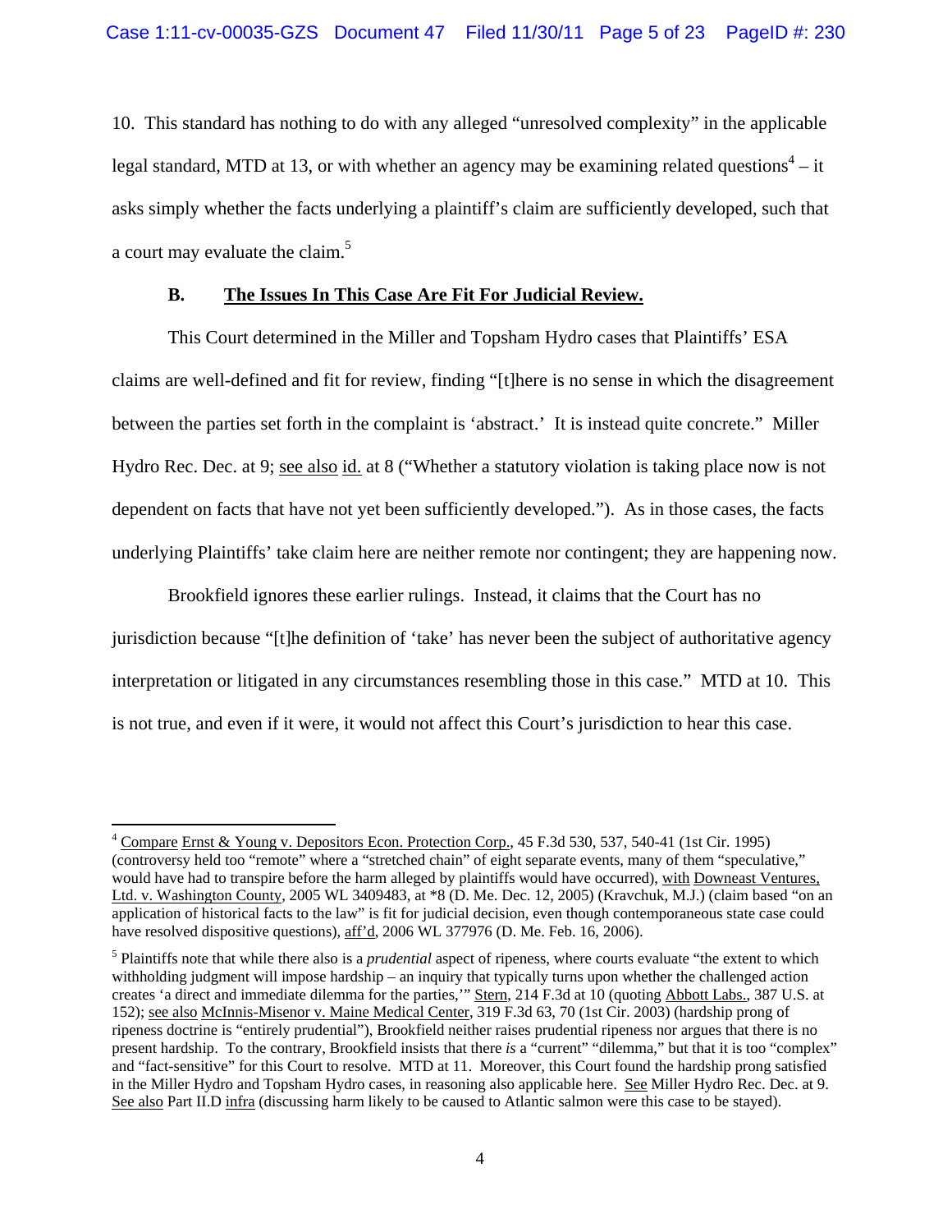10. This standard has nothing to do with any alleged "unresolved complexity" in the applicable legal standard, MTD at 13, or with whether an agency may be examining related questions[4] – it asks simply whether the facts underlying a plaintiff's claim are sufficiently developed, such that a court may evaluate the claim.[5]

### B. The Issues In This Case Are Fit For Judicial Review.

This Court determined in the Miller and Topsham Hydro cases that Plaintiffs' ESA claims are well-defined and fit for review, finding "[t]here is no sense in which the disagreement between the parties set forth in the complaint is 'abstract.' It is instead quite concrete." Miller Hydro Rec. Dec. at 9; see also id. at 8 ("Whether a statutory violation is taking place now is not dependent on facts that have not yet been sufficiently developed."). As in those cases, the facts underlying Plaintiffs' take claim here are neither remote nor contingent; they are happening now.

Brookfield ignores these earlier rulings. Instead, it claims that the Court has no jurisdiction because "[t]he definition of 'take' has never been the subject of authoritative agency interpretation or litigated in any circumstances resembling those in this case." MTD at 10. This is not true, and even if it were, it would not affect this Court's jurisdiction to hear this case.

---

[4] Compare Ernst & Young v. Depositors Econ. Protection Corp., 45 F.3d 530, 537, 540-41 (1st Cir. 1995) (controversy held too "remote" where a "stretched chain" of eight separate events, many of them "speculative," would have had to transpire before the harm alleged by plaintiffs would have occurred), with Downeast Ventures, Ltd. v. Washington County, 2005 WL 3409483, at *8 (D. Me. Dec. 12, 2005) (Kravchuk, M.J.) (claim based "on an application of historical facts to the law" is fit for judicial decision, even though contemporaneous state case could have resolved dispositive questions), aff'd, 2006 WL 377976 (D. Me. Feb. 16, 2006).

[5] Plaintiffs note that while there also is a *prudential* aspect of ripeness, where courts evaluate "the extent to which withholding judgment will impose hardship – an inquiry that typically turns upon whether the challenged action creates 'a direct and immediate dilemma for the parties,'" Stern, 214 F.3d at 10 (quoting Abbott Labs., 387 U.S. at 152); see also McInnis-Misenor v. Maine Medical Center, 319 F.3d 63, 70 (1st Cir. 2003) (hardship prong of ripeness doctrine is "entirely prudential"), Brookfield neither raises prudential ripeness nor argues that there is no present hardship. To the contrary, Brookfield insists that there *is* a "current" "dilemma," but that it is too "complex" and "fact-sensitive" for this Court to resolve. MTD at 11. Moreover, this Court found the hardship prong satisfied in the Miller Hydro and Topsham Hydro cases, in reasoning also applicable here. See Miller Hydro Rec. Dec. at 9. See also Part II.D infra (discussing harm likely to be caused to Atlantic salmon were this case to be stayed).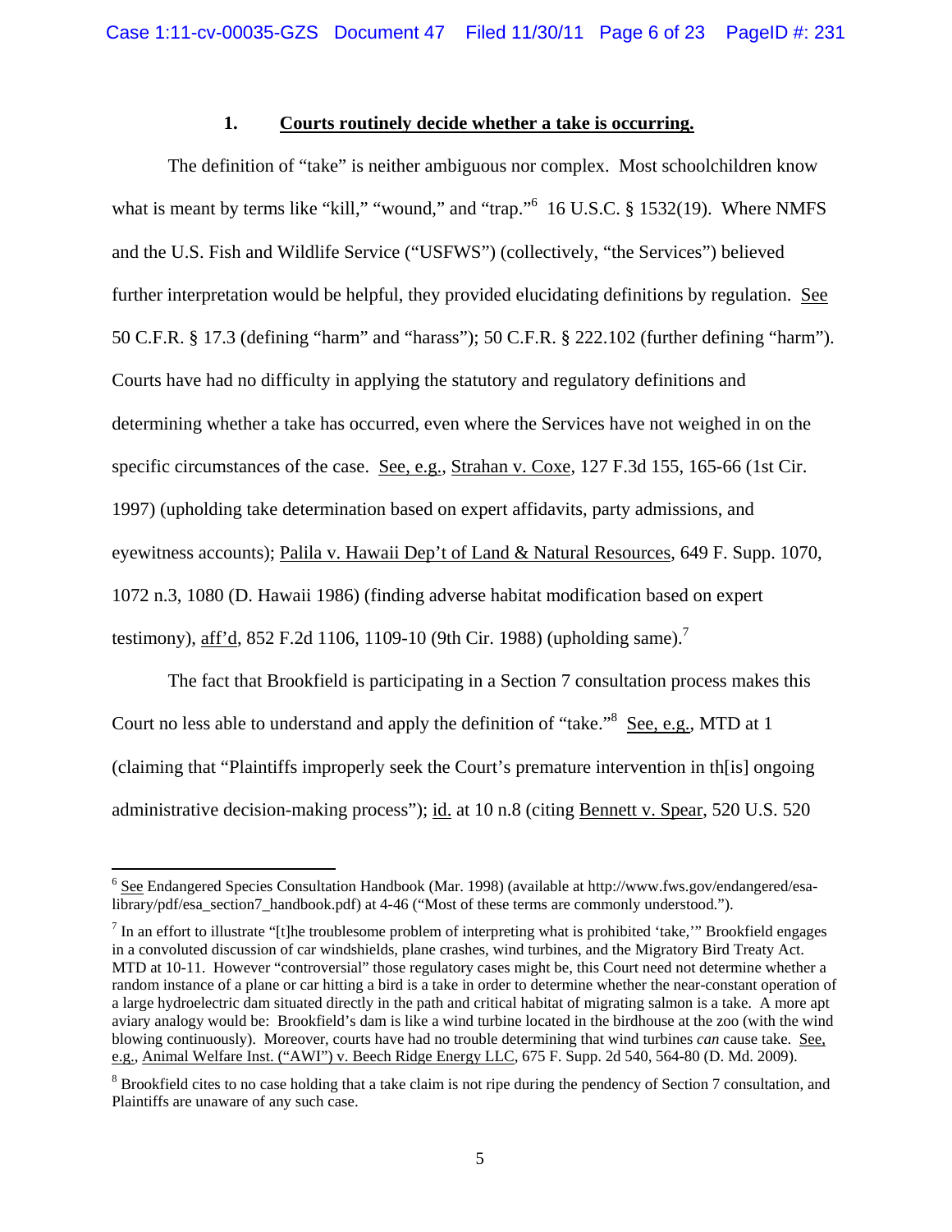### 1. Courts routinely decide whether a take is occurring.

The definition of "take" is neither ambiguous nor complex. Most schoolchildren know what is meant by terms like "kill," "wound," and "trap."[6] 16 U.S.C. § 1532(19). Where NMFS and the U.S. Fish and Wildlife Service ("USFWS") (collectively, "the Services") believed further interpretation would be helpful, they provided elucidating definitions by regulation. See 50 C.F.R. § 17.3 (defining "harm" and "harass"); 50 C.F.R. § 222.102 (further defining "harm"). Courts have had no difficulty in applying the statutory and regulatory definitions and determining whether a take has occurred, even where the Services have not weighed in on the specific circumstances of the case. See, e.g., Strahan v. Coxe, 127 F.3d 155, 165-66 (1st Cir. 1997) (upholding take determination based on expert affidavits, party admissions, and eyewitness accounts); Palila v. Hawaii Dep't of Land & Natural Resources, 649 F. Supp. 1070, 1072 n.3, 1080 (D. Hawaii 1986) (finding adverse habitat modification based on expert testimony), aff'd, 852 F.2d 1106, 1109-10 (9th Cir. 1988) (upholding same).[7]

The fact that Brookfield is participating in a Section 7 consultation process makes this Court no less able to understand and apply the definition of "take."[8] See, e.g., MTD at 1 (claiming that "Plaintiffs improperly seek the Court's premature intervention in th[is] ongoing administrative decision-making process"); id. at 10 n.8 (citing Bennett v. Spear, 520 U.S. 520

---

[6] See Endangered Species Consultation Handbook (Mar. 1998) (available at http://www.fws.gov/endangered/esa-library/pdf/esa_section7_handbook.pdf) at 4-46 ("Most of these terms are commonly understood.").

[7] In an effort to illustrate "[t]he troublesome problem of interpreting what is prohibited 'take,'" Brookfield engages in a convoluted discussion of car windshields, plane crashes, wind turbines, and the Migratory Bird Treaty Act. MTD at 10-11. However "controversial" those regulatory cases might be, this Court need not determine whether a random instance of a plane or car hitting a bird is a take in order to determine whether the near-constant operation of a large hydroelectric dam situated directly in the path and critical habitat of migrating salmon is a take. A more apt aviary analogy would be: Brookfield's dam is like a wind turbine located in the birdhouse at the zoo (with the wind blowing continuously). Moreover, courts have had no trouble determining that wind turbines *can* cause take. See, e.g., Animal Welfare Inst. ("AWI") v. Beech Ridge Energy LLC, 675 F. Supp. 2d 540, 564-80 (D. Md. 2009).

[8] Brookfield cites to no case holding that a take claim is not ripe during the pendency of Section 7 consultation, and Plaintiffs are unaware of any such case.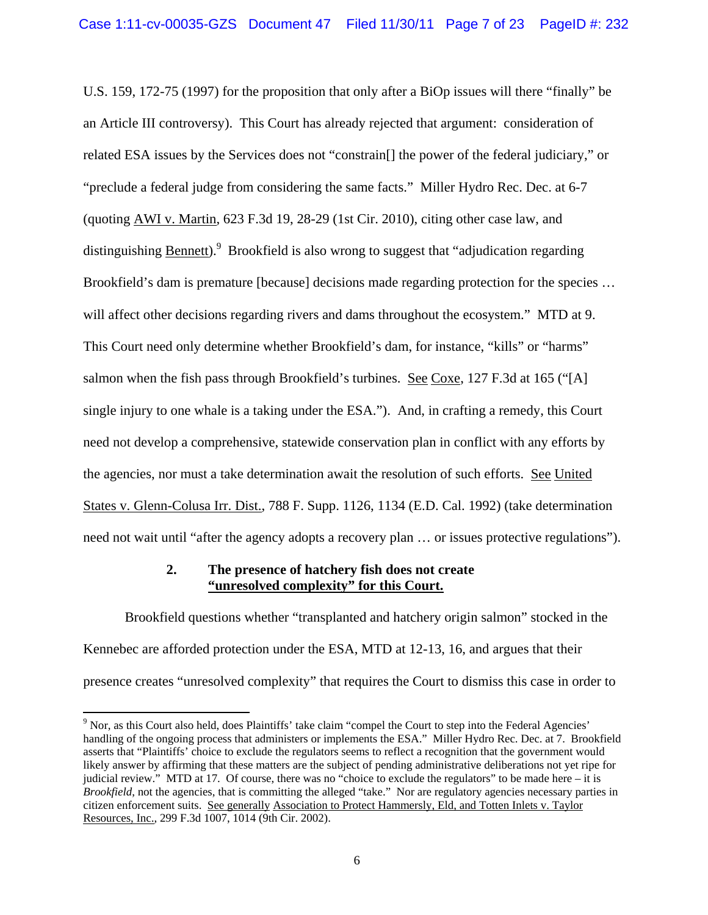U.S. 159, 172-75 (1997) for the proposition that only after a BiOp issues will there "finally" be an Article III controversy). This Court has already rejected that argument: consideration of related ESA issues by the Services does not "constrain[] the power of the federal judiciary," or "preclude a federal judge from considering the same facts." Miller Hydro Rec. Dec. at 6-7 (quoting AWI v. Martin, 623 F.3d 19, 28-29 (1st Cir. 2010), citing other case law, and distinguishing Bennett).[9] Brookfield is also wrong to suggest that "adjudication regarding Brookfield's dam is premature [because] decisions made regarding protection for the species … will affect other decisions regarding rivers and dams throughout the ecosystem." MTD at 9. This Court need only determine whether Brookfield's dam, for instance, "kills" or "harms" salmon when the fish pass through Brookfield's turbines. See Coxe, 127 F.3d at 165 ("[A] single injury to one whale is a taking under the ESA."). And, in crafting a remedy, this Court need not develop a comprehensive, statewide conservation plan in conflict with any efforts by the agencies, nor must a take determination await the resolution of such efforts. See United States v. Glenn-Colusa Irr. Dist., 788 F. Supp. 1126, 1134 (E.D. Cal. 1992) (take determination need not wait until "after the agency adopts a recovery plan … or issues protective regulations").

### 2. The presence of hatchery fish does not create "unresolved complexity" for this Court.

Brookfield questions whether "transplanted and hatchery origin salmon" stocked in the Kennebec are afforded protection under the ESA, MTD at 12-13, 16, and argues that their presence creates "unresolved complexity" that requires the Court to dismiss this case in order to

[9] Nor, as this Court also held, does Plaintiffs' take claim "compel the Court to step into the Federal Agencies' handling of the ongoing process that administers or implements the ESA." Miller Hydro Rec. Dec. at 7. Brookfield asserts that "Plaintiffs' choice to exclude the regulators seems to reflect a recognition that the government would likely answer by affirming that these matters are the subject of pending administrative deliberations not yet ripe for judicial review." MTD at 17. Of course, there was no "choice to exclude the regulators" to be made here – it is *Brookfield*, not the agencies, that is committing the alleged "take." Nor are regulatory agencies necessary parties in citizen enforcement suits. See generally Association to Protect Hammersly, Eld, and Totten Inlets v. Taylor Resources, Inc., 299 F.3d 1007, 1014 (9th Cir. 2002).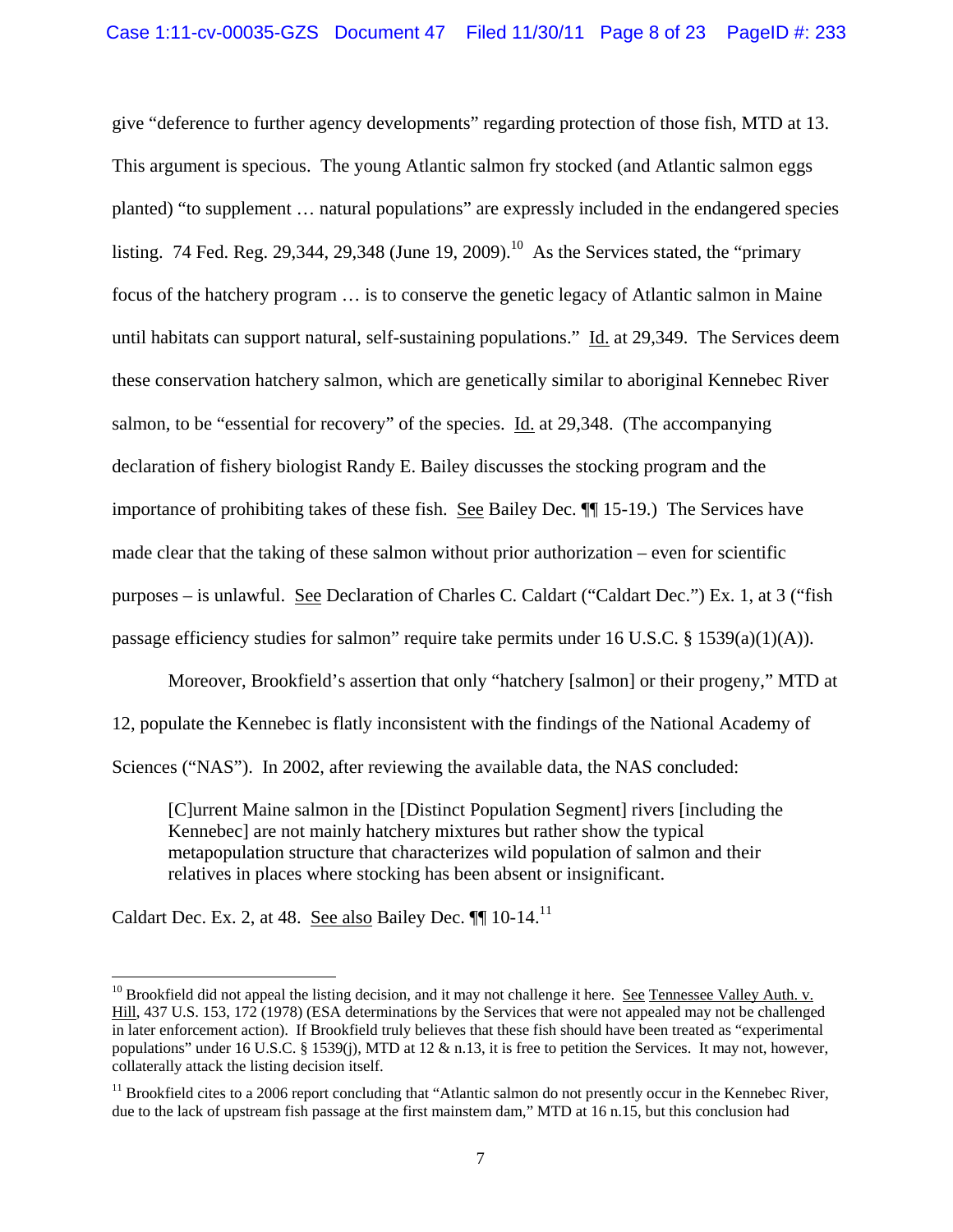give "deference to further agency developments" regarding protection of those fish, MTD at 13. This argument is specious. The young Atlantic salmon fry stocked (and Atlantic salmon eggs planted) "to supplement … natural populations" are expressly included in the endangered species listing. 74 Fed. Reg. 29,344, 29,348 (June 19, 2009).[10] As the Services stated, the "primary focus of the hatchery program … is to conserve the genetic legacy of Atlantic salmon in Maine until habitats can support natural, self-sustaining populations." Id. at 29,349. The Services deem these conservation hatchery salmon, which are genetically similar to aboriginal Kennebec River salmon, to be "essential for recovery" of the species. Id. at 29,348. (The accompanying declaration of fishery biologist Randy E. Bailey discusses the stocking program and the importance of prohibiting takes of these fish. See Bailey Dec. ¶¶ 15-19.) The Services have made clear that the taking of these salmon without prior authorization – even for scientific purposes – is unlawful. See Declaration of Charles C. Caldart ("Caldart Dec.") Ex. 1, at 3 ("fish passage efficiency studies for salmon" require take permits under 16 U.S.C. § 1539(a)(1)(A)).

Moreover, Brookfield's assertion that only "hatchery [salmon] or their progeny," MTD at 12, populate the Kennebec is flatly inconsistent with the findings of the National Academy of Sciences ("NAS"). In 2002, after reviewing the available data, the NAS concluded:

> [C]urrent Maine salmon in the [Distinct Population Segment] rivers [including the Kennebec] are not mainly hatchery mixtures but rather show the typical metapopulation structure that characterizes wild population of salmon and their relatives in places where stocking has been absent or insignificant.

Caldart Dec. Ex. 2, at 48. See also Bailey Dec. ¶¶ 10-14.[11]

---

[10] Brookfield did not appeal the listing decision, and it may not challenge it here. See Tennessee Valley Auth. v. Hill, 437 U.S. 153, 172 (1978) (ESA determinations by the Services that were not appealed may not be challenged in later enforcement action). If Brookfield truly believes that these fish should have been treated as "experimental populations" under 16 U.S.C. § 1539(j), MTD at 12 & n.13, it is free to petition the Services. It may not, however, collaterally attack the listing decision itself.

[11] Brookfield cites to a 2006 report concluding that "Atlantic salmon do not presently occur in the Kennebec River, due to the lack of upstream fish passage at the first mainstem dam," MTD at 16 n.15, but this conclusion had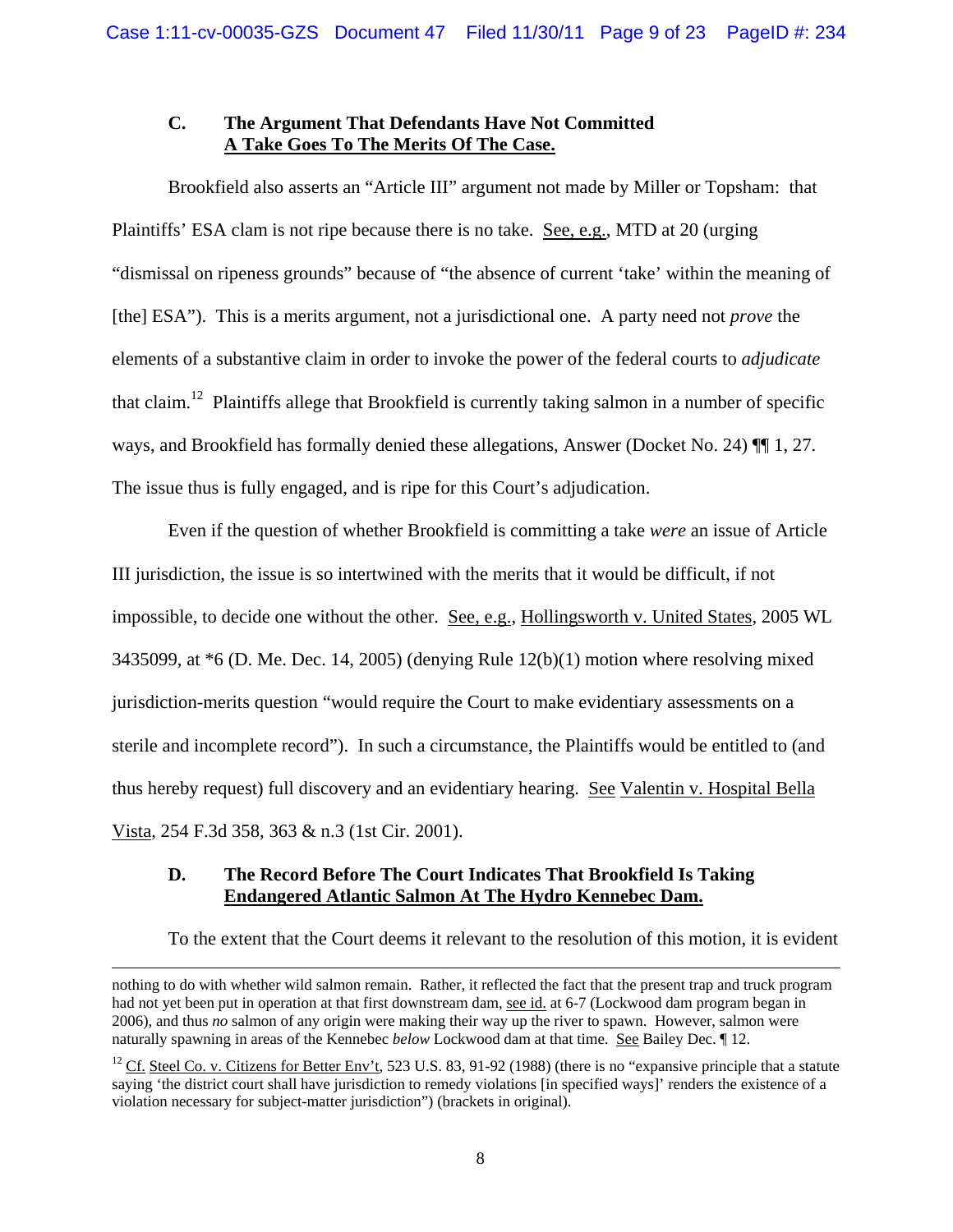### C. The Argument That Defendants Have Not Committed A Take Goes To The Merits Of The Case.

Brookfield also asserts an "Article III" argument not made by Miller or Topsham: that Plaintiffs' ESA clam is not ripe because there is no take. See, e.g., MTD at 20 (urging "dismissal on ripeness grounds" because of "the absence of current 'take' within the meaning of [the] ESA"). This is a merits argument, not a jurisdictional one. A party need not *prove* the elements of a substantive claim in order to invoke the power of the federal courts to *adjudicate* that claim.[12] Plaintiffs allege that Brookfield is currently taking salmon in a number of specific ways, and Brookfield has formally denied these allegations, Answer (Docket No. 24) ¶¶ 1, 27. The issue thus is fully engaged, and is ripe for this Court's adjudication.

Even if the question of whether Brookfield is committing a take *were* an issue of Article III jurisdiction, the issue is so intertwined with the merits that it would be difficult, if not impossible, to decide one without the other. See, e.g., Hollingsworth v. United States, 2005 WL 3435099, at *6 (D. Me. Dec. 14, 2005) (denying Rule 12(b)(1) motion where resolving mixed jurisdiction-merits question "would require the Court to make evidentiary assessments on a sterile and incomplete record"). In such a circumstance, the Plaintiffs would be entitled to (and thus hereby request) full discovery and an evidentiary hearing. See Valentin v. Hospital Bella Vista, 254 F.3d 358, 363 & n.3 (1st Cir. 2001).

### D. The Record Before The Court Indicates That Brookfield Is Taking Endangered Atlantic Salmon At The Hydro Kennebec Dam.

To the extent that the Court deems it relevant to the resolution of this motion, it is evident

---

nothing to do with whether wild salmon remain. Rather, it reflected the fact that the present trap and truck program had not yet been put in operation at that first downstream dam, see id. at 6-7 (Lockwood dam program began in 2006), and thus *no* salmon of any origin were making their way up the river to spawn. However, salmon were naturally spawning in areas of the Kennebec *below* Lockwood dam at that time. See Bailey Dec. ¶ 12.

[12] Cf. Steel Co. v. Citizens for Better Env't, 523 U.S. 83, 91-92 (1988) (there is no "expansive principle that a statute saying 'the district court shall have jurisdiction to remedy violations [in specified ways]' renders the existence of a violation necessary for subject-matter jurisdiction") (brackets in original).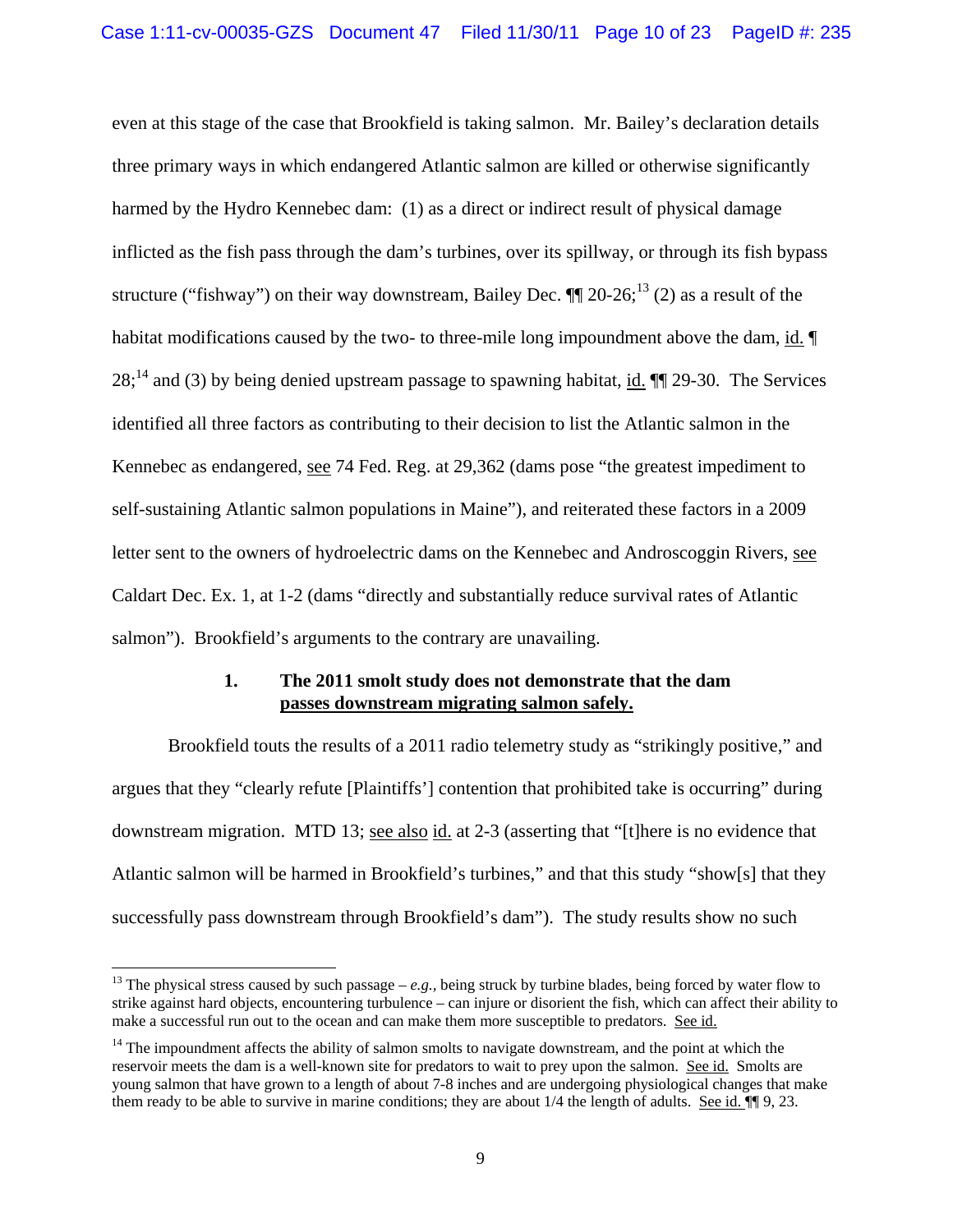even at this stage of the case that Brookfield is taking salmon. Mr. Bailey's declaration details three primary ways in which endangered Atlantic salmon are killed or otherwise significantly harmed by the Hydro Kennebec dam: (1) as a direct or indirect result of physical damage inflicted as the fish pass through the dam's turbines, over its spillway, or through its fish bypass structure ("fishway") on their way downstream, Bailey Dec. ¶¶ 20-26;[13] (2) as a result of the habitat modifications caused by the two- to three-mile long impoundment above the dam, id. ¶ 28;[14] and (3) by being denied upstream passage to spawning habitat, id. ¶¶ 29-30. The Services identified all three factors as contributing to their decision to list the Atlantic salmon in the Kennebec as endangered, see 74 Fed. Reg. at 29,362 (dams pose "the greatest impediment to self-sustaining Atlantic salmon populations in Maine"), and reiterated these factors in a 2009 letter sent to the owners of hydroelectric dams on the Kennebec and Androscoggin Rivers, see Caldart Dec. Ex. 1, at 1-2 (dams "directly and substantially reduce survival rates of Atlantic salmon"). Brookfield's arguments to the contrary are unavailing.

### 1. The 2011 smolt study does not demonstrate that the dam passes downstream migrating salmon safely.

Brookfield touts the results of a 2011 radio telemetry study as "strikingly positive," and argues that they "clearly refute [Plaintiffs'] contention that prohibited take is occurring" during downstream migration. MTD 13; see also id. at 2-3 (asserting that "[t]here is no evidence that Atlantic salmon will be harmed in Brookfield's turbines," and that this study "show[s] that they successfully pass downstream through Brookfield's dam"). The study results show no such

---

[13] The physical stress caused by such passage – *e.g.*, being struck by turbine blades, being forced by water flow to strike against hard objects, encountering turbulence – can injure or disorient the fish, which can affect their ability to make a successful run out to the ocean and can make them more susceptible to predators. See id.

[14] The impoundment affects the ability of salmon smolts to navigate downstream, and the point at which the reservoir meets the dam is a well-known site for predators to wait to prey upon the salmon. See id. Smolts are young salmon that have grown to a length of about 7-8 inches and are undergoing physiological changes that make them ready to be able to survive in marine conditions; they are about 1/4 the length of adults. See id. ¶¶ 9, 23.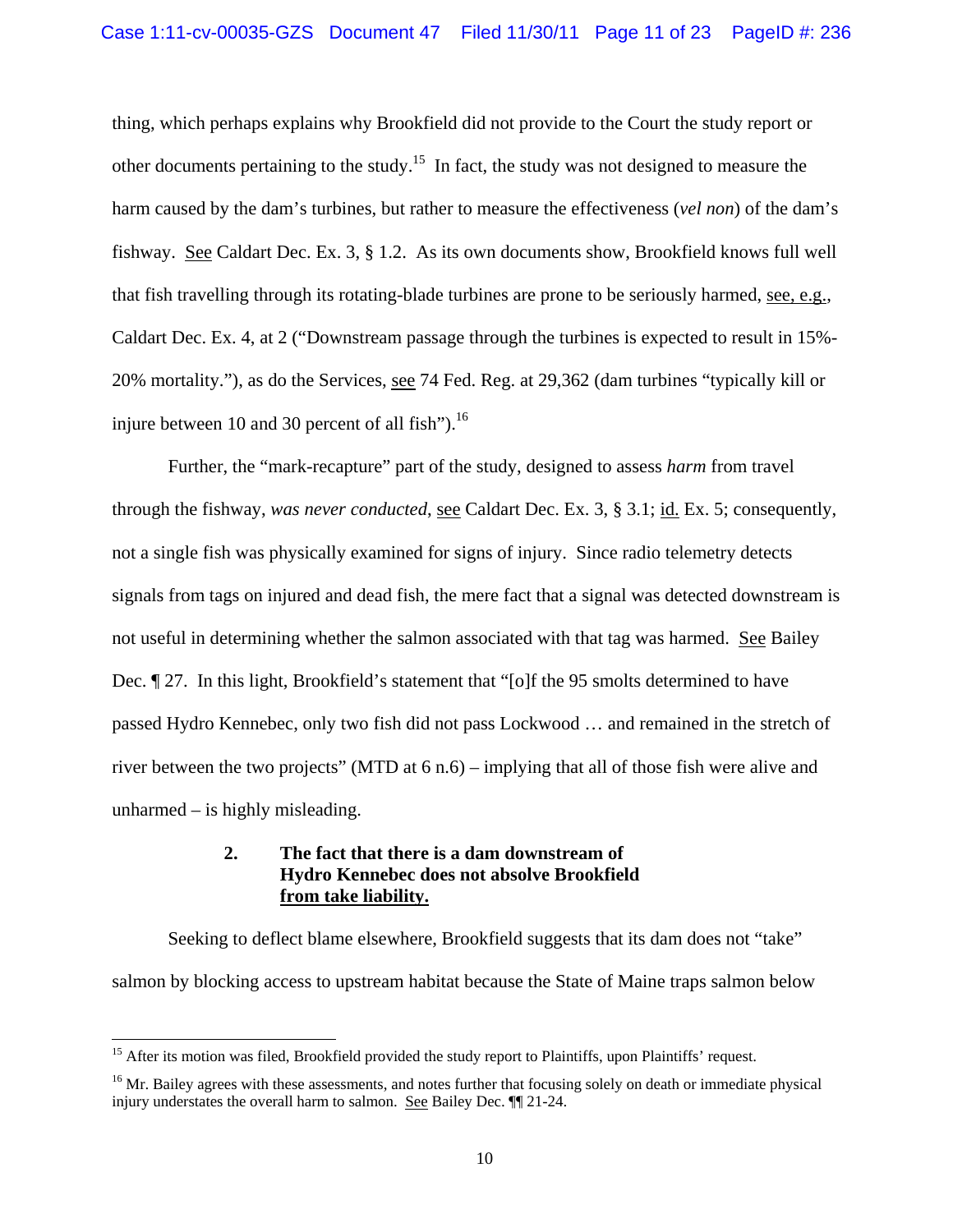thing, which perhaps explains why Brookfield did not provide to the Court the study report or other documents pertaining to the study.[15] In fact, the study was not designed to measure the harm caused by the dam's turbines, but rather to measure the effectiveness (*vel non*) of the dam's fishway. See Caldart Dec. Ex. 3, § 1.2. As its own documents show, Brookfield knows full well that fish travelling through its rotating-blade turbines are prone to be seriously harmed, see, e.g., Caldart Dec. Ex. 4, at 2 ("Downstream passage through the turbines is expected to result in 15%-20% mortality."), as do the Services, see 74 Fed. Reg. at 29,362 (dam turbines "typically kill or injure between 10 and 30 percent of all fish").[16]

Further, the "mark-recapture" part of the study, designed to assess *harm* from travel through the fishway, *was never conducted*, see Caldart Dec. Ex. 3, § 3.1; id. Ex. 5; consequently, not a single fish was physically examined for signs of injury. Since radio telemetry detects signals from tags on injured and dead fish, the mere fact that a signal was detected downstream is not useful in determining whether the salmon associated with that tag was harmed. See Bailey Dec. ¶ 27. In this light, Brookfield's statement that "[o]f the 95 smolts determined to have passed Hydro Kennebec, only two fish did not pass Lockwood … and remained in the stretch of river between the two projects" (MTD at 6 n.6) – implying that all of those fish were alive and unharmed – is highly misleading.

### 2. The fact that there is a dam downstream of Hydro Kennebec does not absolve Brookfield from take liability.

Seeking to deflect blame elsewhere, Brookfield suggests that its dam does not "take" salmon by blocking access to upstream habitat because the State of Maine traps salmon below

---

[15] After its motion was filed, Brookfield provided the study report to Plaintiffs, upon Plaintiffs' request.

[16] Mr. Bailey agrees with these assessments, and notes further that focusing solely on death or immediate physical injury understates the overall harm to salmon. See Bailey Dec. ¶¶ 21-24.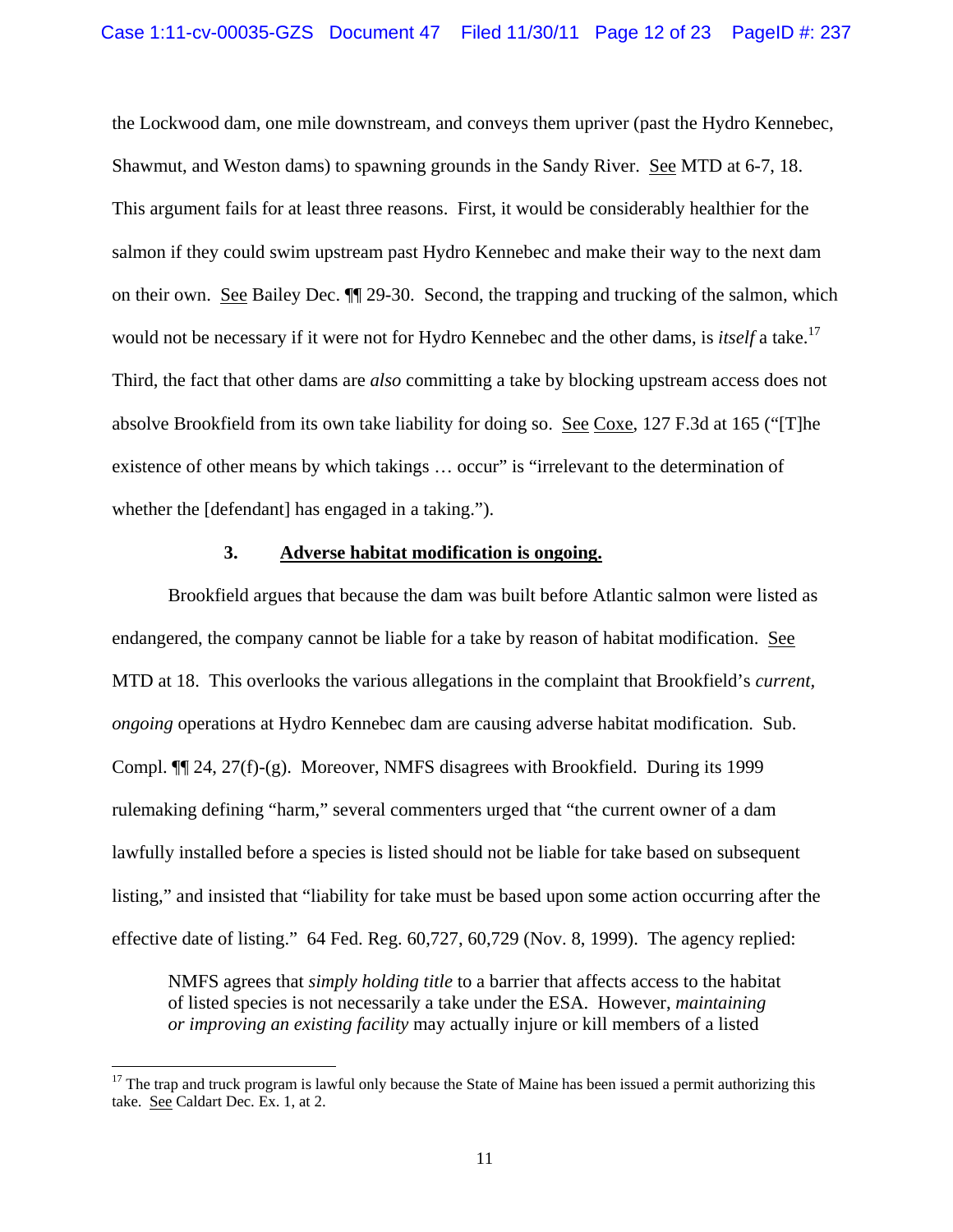the Lockwood dam, one mile downstream, and conveys them upriver (past the Hydro Kennebec, Shawmut, and Weston dams) to spawning grounds in the Sandy River. See MTD at 6-7, 18. This argument fails for at least three reasons. First, it would be considerably healthier for the salmon if they could swim upstream past Hydro Kennebec and make their way to the next dam on their own. See Bailey Dec. ¶¶ 29-30. Second, the trapping and trucking of the salmon, which would not be necessary if it were not for Hydro Kennebec and the other dams, is *itself* a take.[17] Third, the fact that other dams are *also* committing a take by blocking upstream access does not absolve Brookfield from its own take liability for doing so. See Coxe, 127 F.3d at 165 ("[T]he existence of other means by which takings … occur" is "irrelevant to the determination of whether the [defendant] has engaged in a taking.").

### 3. Adverse habitat modification is ongoing.

Brookfield argues that because the dam was built before Atlantic salmon were listed as endangered, the company cannot be liable for a take by reason of habitat modification. See MTD at 18. This overlooks the various allegations in the complaint that Brookfield's *current, ongoing* operations at Hydro Kennebec dam are causing adverse habitat modification. Sub. Compl. ¶¶ 24, 27(f)-(g). Moreover, NMFS disagrees with Brookfield. During its 1999 rulemaking defining "harm," several commenters urged that "the current owner of a dam lawfully installed before a species is listed should not be liable for take based on subsequent listing," and insisted that "liability for take must be based upon some action occurring after the effective date of listing." 64 Fed. Reg. 60,727, 60,729 (Nov. 8, 1999). The agency replied:

> NMFS agrees that *simply holding title* to a barrier that affects access to the habitat of listed species is not necessarily a take under the ESA. However, *maintaining or improving an existing facility* may actually injure or kill members of a listed

[17] The trap and truck program is lawful only because the State of Maine has been issued a permit authorizing this take. See Caldart Dec. Ex. 1, at 2.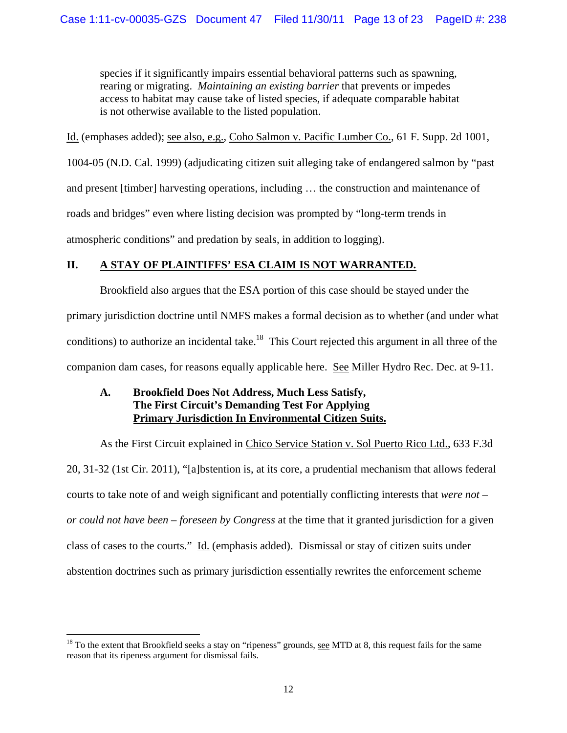species if it significantly impairs essential behavioral patterns such as spawning, rearing or migrating. *Maintaining an existing barrier* that prevents or impedes access to habitat may cause take of listed species, if adequate comparable habitat is not otherwise available to the listed population.

Id. (emphases added); see also, e.g., Coho Salmon v. Pacific Lumber Co., 61 F. Supp. 2d 1001, 1004-05 (N.D. Cal. 1999) (adjudicating citizen suit alleging take of endangered salmon by "past and present [timber] harvesting operations, including … the construction and maintenance of roads and bridges" even where listing decision was prompted by "long-term trends in atmospheric conditions" and predation by seals, in addition to logging).

## II. A STAY OF PLAINTIFFS' ESA CLAIM IS NOT WARRANTED.

Brookfield also argues that the ESA portion of this case should be stayed under the primary jurisdiction doctrine until NMFS makes a formal decision as to whether (and under what conditions) to authorize an incidental take.[18] This Court rejected this argument in all three of the companion dam cases, for reasons equally applicable here. See Miller Hydro Rec. Dec. at 9-11.

### A. Brookfield Does Not Address, Much Less Satisfy, The First Circuit's Demanding Test For Applying Primary Jurisdiction In Environmental Citizen Suits.

As the First Circuit explained in Chico Service Station v. Sol Puerto Rico Ltd., 633 F.3d 20, 31-32 (1st Cir. 2011), "[a]bstention is, at its core, a prudential mechanism that allows federal courts to take note of and weigh significant and potentially conflicting interests that *were not – or could not have been – foreseen by Congress* at the time that it granted jurisdiction for a given class of cases to the courts." Id. (emphasis added). Dismissal or stay of citizen suits under abstention doctrines such as primary jurisdiction essentially rewrites the enforcement scheme

---

[18] To the extent that Brookfield seeks a stay on "ripeness" grounds, see MTD at 8, this request fails for the same reason that its ripeness argument for dismissal fails.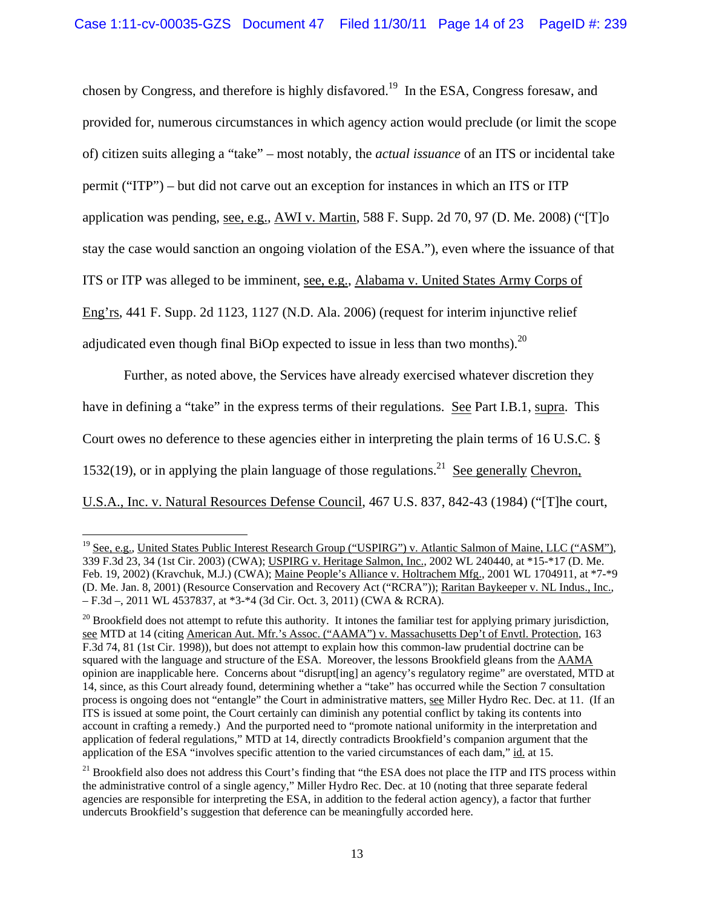chosen by Congress, and therefore is highly disfavored.[19] In the ESA, Congress foresaw, and provided for, numerous circumstances in which agency action would preclude (or limit the scope of) citizen suits alleging a "take" – most notably, the *actual issuance* of an ITS or incidental take permit ("ITP") – but did not carve out an exception for instances in which an ITS or ITP application was pending, see, e.g., AWI v. Martin, 588 F. Supp. 2d 70, 97 (D. Me. 2008) ("[T]o stay the case would sanction an ongoing violation of the ESA."), even where the issuance of that ITS or ITP was alleged to be imminent, see, e.g., Alabama v. United States Army Corps of Eng'rs, 441 F. Supp. 2d 1123, 1127 (N.D. Ala. 2006) (request for interim injunctive relief adjudicated even though final BiOp expected to issue in less than two months).[20]

Further, as noted above, the Services have already exercised whatever discretion they have in defining a "take" in the express terms of their regulations. See Part I.B.1, supra. This Court owes no deference to these agencies either in interpreting the plain terms of 16 U.S.C. § 1532(19), or in applying the plain language of those regulations.[21] See generally Chevron, U.S.A., Inc. v. Natural Resources Defense Council, 467 U.S. 837, 842-43 (1984) ("[T]he court,

---

[19] See, e.g., United States Public Interest Research Group ("USPIRG") v. Atlantic Salmon of Maine, LLC ("ASM"), 339 F.3d 23, 34 (1st Cir. 2003) (CWA); USPIRG v. Heritage Salmon, Inc., 2002 WL 240440, at *15-*17 (D. Me. Feb. 19, 2002) (Kravchuk, M.J.) (CWA); Maine People's Alliance v. Holtrachem Mfg., 2001 WL 1704911, at *7-*9 (D. Me. Jan. 8, 2001) (Resource Conservation and Recovery Act ("RCRA")); Raritan Baykeeper v. NL Indus., Inc., – F.3d –, 2011 WL 4537837, at *3-*4 (3d Cir. Oct. 3, 2011) (CWA & RCRA).

[20] Brookfield does not attempt to refute this authority. It intones the familiar test for applying primary jurisdiction, see MTD at 14 (citing American Aut. Mfr.'s Assoc. ("AAMA") v. Massachusetts Dep't of Envtl. Protection, 163 F.3d 74, 81 (1st Cir. 1998)), but does not attempt to explain how this common-law prudential doctrine can be squared with the language and structure of the ESA. Moreover, the lessons Brookfield gleans from the AAMA opinion are inapplicable here. Concerns about "disrupt[ing] an agency's regulatory regime" are overstated, MTD at 14, since, as this Court already found, determining whether a "take" has occurred while the Section 7 consultation process is ongoing does not "entangle" the Court in administrative matters, see Miller Hydro Rec. Dec. at 11. (If an ITS is issued at some point, the Court certainly can diminish any potential conflict by taking its contents into account in crafting a remedy.) And the purported need to "promote national uniformity in the interpretation and application of federal regulations," MTD at 14, directly contradicts Brookfield's companion argument that the application of the ESA "involves specific attention to the varied circumstances of each dam," id. at 15.

[21] Brookfield also does not address this Court's finding that "the ESA does not place the ITP and ITS process within the administrative control of a single agency," Miller Hydro Rec. Dec. at 10 (noting that three separate federal agencies are responsible for interpreting the ESA, in addition to the federal action agency), a factor that further undercuts Brookfield's suggestion that deference can be meaningfully accorded here.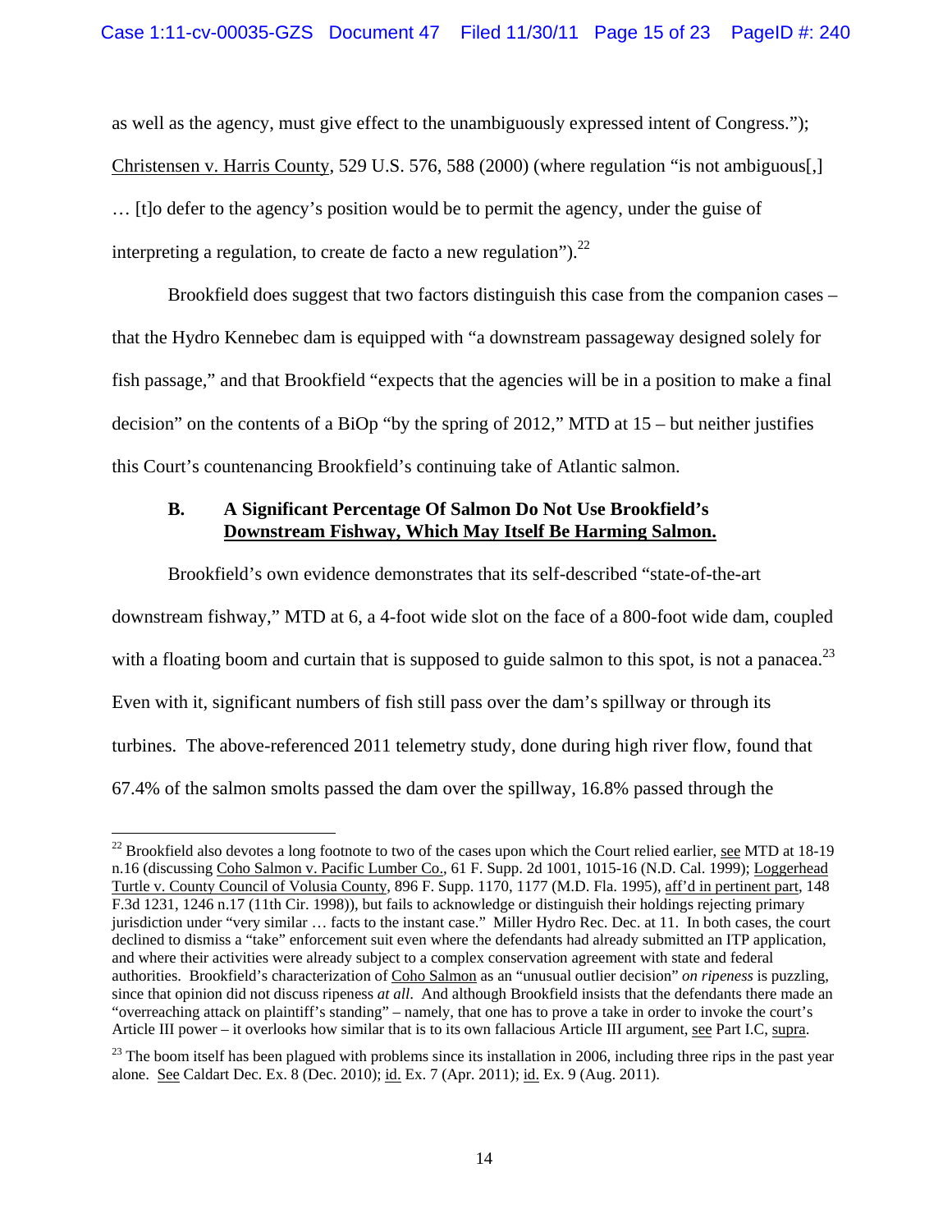as well as the agency, must give effect to the unambiguously expressed intent of Congress."); Christensen v. Harris County, 529 U.S. 576, 588 (2000) (where regulation "is not ambiguous[,] … [t]o defer to the agency's position would be to permit the agency, under the guise of interpreting a regulation, to create de facto a new regulation").[22]

Brookfield does suggest that two factors distinguish this case from the companion cases – that the Hydro Kennebec dam is equipped with "a downstream passageway designed solely for fish passage," and that Brookfield "expects that the agencies will be in a position to make a final decision" on the contents of a BiOp "by the spring of 2012," MTD at 15 – but neither justifies this Court's countenancing Brookfield's continuing take of Atlantic salmon.

### B. A Significant Percentage Of Salmon Do Not Use Brookfield's Downstream Fishway, Which May Itself Be Harming Salmon.

Brookfield's own evidence demonstrates that its self-described "state-of-the-art downstream fishway," MTD at 6, a 4-foot wide slot on the face of a 800-foot wide dam, coupled with a floating boom and curtain that is supposed to guide salmon to this spot, is not a panacea.[23] Even with it, significant numbers of fish still pass over the dam's spillway or through its turbines. The above-referenced 2011 telemetry study, done during high river flow, found that 67.4% of the salmon smolts passed the dam over the spillway, 16.8% passed through the

---

[22] Brookfield also devotes a long footnote to two of the cases upon which the Court relied earlier, see MTD at 18-19 n.16 (discussing Coho Salmon v. Pacific Lumber Co., 61 F. Supp. 2d 1001, 1015-16 (N.D. Cal. 1999); Loggerhead Turtle v. County Council of Volusia County, 896 F. Supp. 1170, 1177 (M.D. Fla. 1995), aff'd in pertinent part, 148 F.3d 1231, 1246 n.17 (11th Cir. 1998)), but fails to acknowledge or distinguish their holdings rejecting primary jurisdiction under "very similar … facts to the instant case." Miller Hydro Rec. Dec. at 11. In both cases, the court declined to dismiss a "take" enforcement suit even where the defendants had already submitted an ITP application, and where their activities were already subject to a complex conservation agreement with state and federal authorities. Brookfield's characterization of Coho Salmon as an "unusual outlier decision" *on ripeness* is puzzling, since that opinion did not discuss ripeness *at all*. And although Brookfield insists that the defendants there made an "overreaching attack on plaintiff's standing" – namely, that one has to prove a take in order to invoke the court's Article III power – it overlooks how similar that is to its own fallacious Article III argument, see Part I.C, supra.

[23] The boom itself has been plagued with problems since its installation in 2006, including three rips in the past year alone. See Caldart Dec. Ex. 8 (Dec. 2010); id. Ex. 7 (Apr. 2011); id. Ex. 9 (Aug. 2011).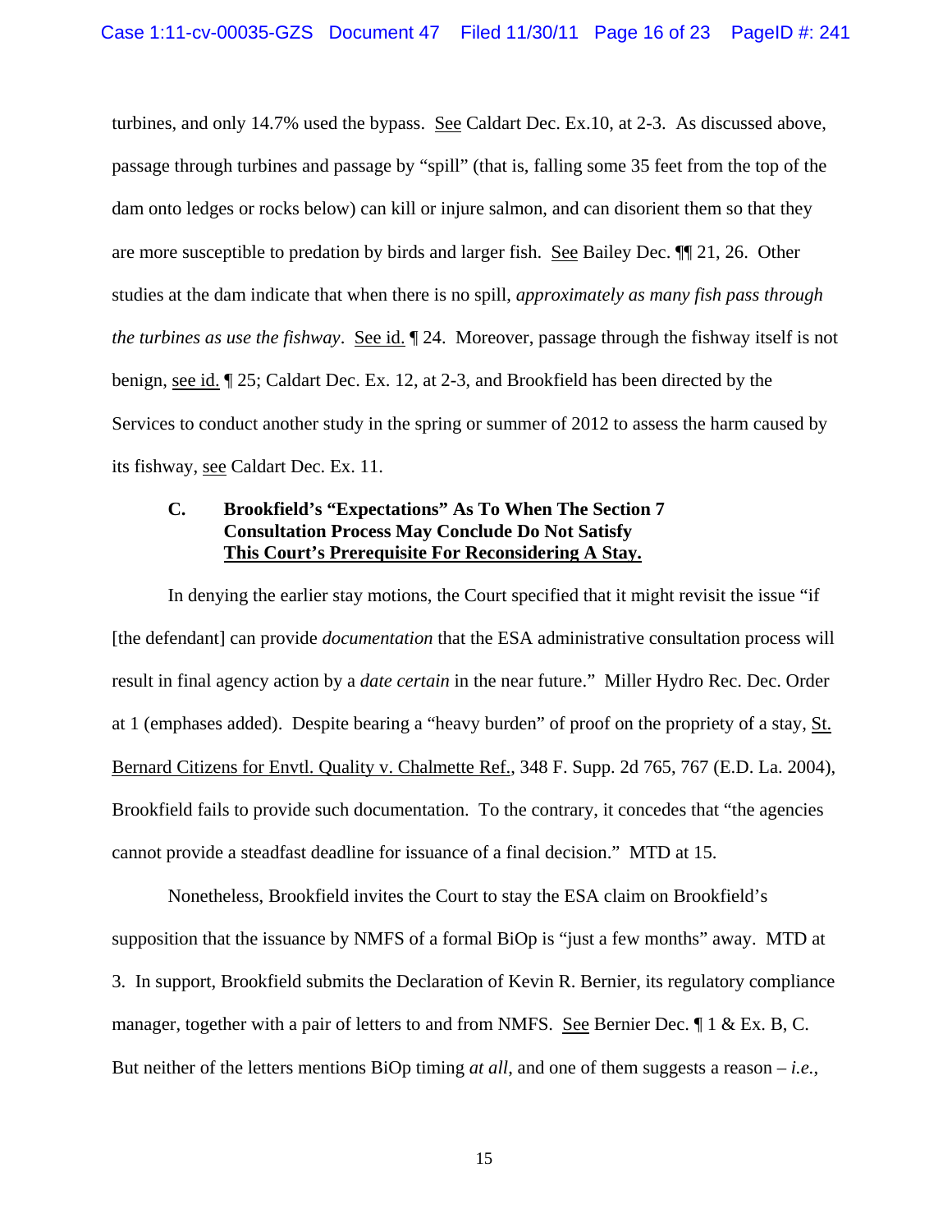turbines, and only 14.7% used the bypass. See Caldart Dec. Ex.10, at 2-3. As discussed above, passage through turbines and passage by "spill" (that is, falling some 35 feet from the top of the dam onto ledges or rocks below) can kill or injure salmon, and can disorient them so that they are more susceptible to predation by birds and larger fish. See Bailey Dec. ¶¶ 21, 26. Other studies at the dam indicate that when there is no spill, *approximately as many fish pass through the turbines as use the fishway*. See id. ¶ 24. Moreover, passage through the fishway itself is not benign, see id. ¶ 25; Caldart Dec. Ex. 12, at 2-3, and Brookfield has been directed by the Services to conduct another study in the spring or summer of 2012 to assess the harm caused by its fishway, see Caldart Dec. Ex. 11.

### C. Brookfield's "Expectations" As To When The Section 7 Consultation Process May Conclude Do Not Satisfy This Court's Prerequisite For Reconsidering A Stay.

In denying the earlier stay motions, the Court specified that it might revisit the issue "if [the defendant] can provide *documentation* that the ESA administrative consultation process will result in final agency action by a *date certain* in the near future." Miller Hydro Rec. Dec. Order at 1 (emphases added). Despite bearing a "heavy burden" of proof on the propriety of a stay, St. Bernard Citizens for Envtl. Quality v. Chalmette Ref., 348 F. Supp. 2d 765, 767 (E.D. La. 2004), Brookfield fails to provide such documentation. To the contrary, it concedes that "the agencies cannot provide a steadfast deadline for issuance of a final decision." MTD at 15.

Nonetheless, Brookfield invites the Court to stay the ESA claim on Brookfield's supposition that the issuance by NMFS of a formal BiOp is "just a few months" away. MTD at 3. In support, Brookfield submits the Declaration of Kevin R. Bernier, its regulatory compliance manager, together with a pair of letters to and from NMFS. See Bernier Dec. ¶ 1 & Ex. B, C. But neither of the letters mentions BiOp timing *at all*, and one of them suggests a reason – *i.e.*,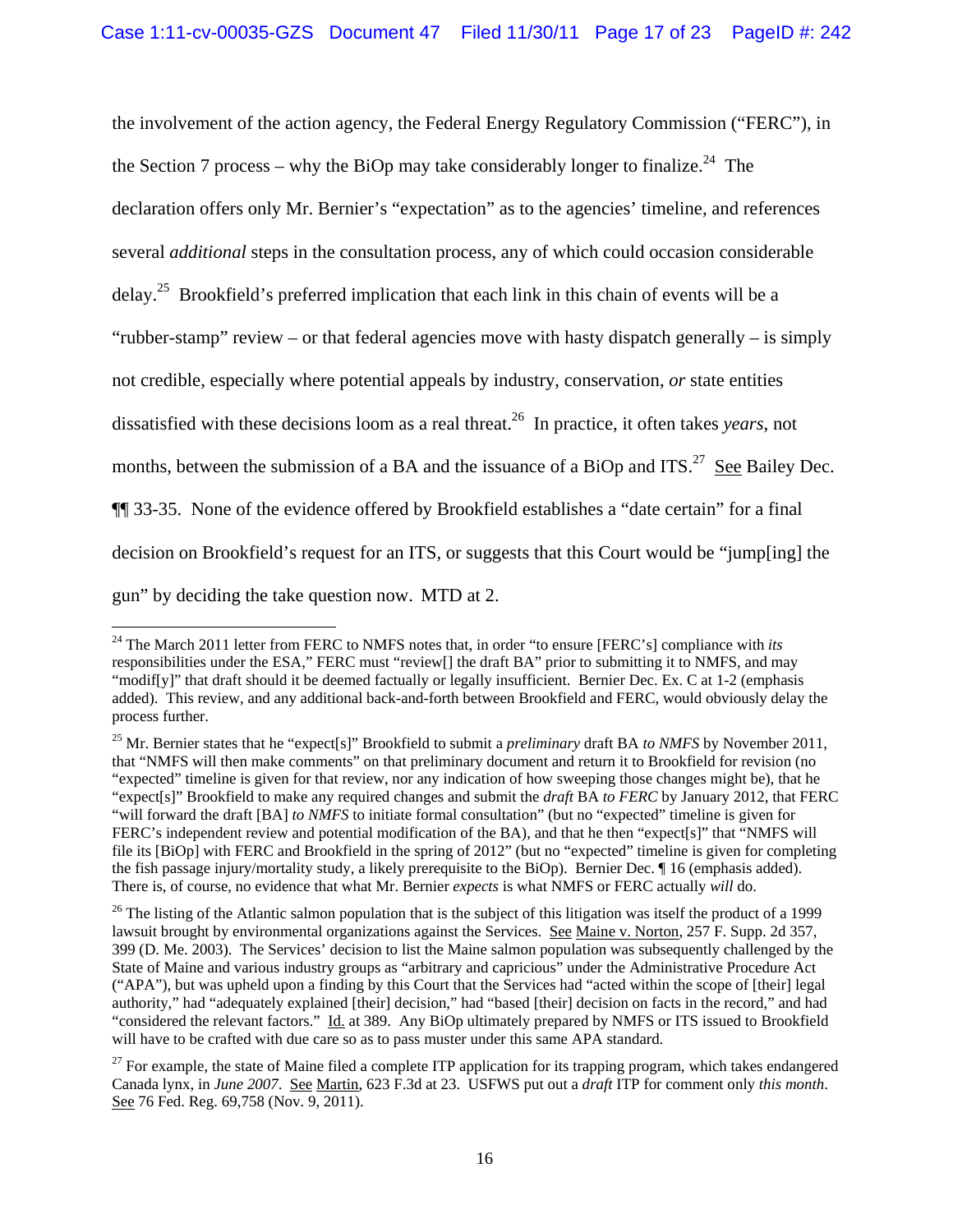the involvement of the action agency, the Federal Energy Regulatory Commission ("FERC"), in the Section 7 process – why the BiOp may take considerably longer to finalize.[24] The declaration offers only Mr. Bernier's "expectation" as to the agencies' timeline, and references several *additional* steps in the consultation process, any of which could occasion considerable delay.[25] Brookfield's preferred implication that each link in this chain of events will be a "rubber-stamp" review – or that federal agencies move with hasty dispatch generally – is simply not credible, especially where potential appeals by industry, conservation, *or* state entities dissatisfied with these decisions loom as a real threat.[26] In practice, it often takes *years*, not months, between the submission of a BA and the issuance of a BiOp and ITS.[27] See Bailey Dec. ¶¶ 33-35. None of the evidence offered by Brookfield establishes a "date certain" for a final decision on Brookfield's request for an ITS, or suggests that this Court would be "jump[ing] the gun" by deciding the take question now. MTD at 2.

---

[24] The March 2011 letter from FERC to NMFS notes that, in order "to ensure [FERC's] compliance with *its* responsibilities under the ESA," FERC must "review[] the draft BA" prior to submitting it to NMFS, and may "modif[y]" that draft should it be deemed factually or legally insufficient. Bernier Dec. Ex. C at 1-2 (emphasis added). This review, and any additional back-and-forth between Brookfield and FERC, would obviously delay the process further.

[25] Mr. Bernier states that he "expect[s]" Brookfield to submit a *preliminary* draft BA *to NMFS* by November 2011, that "NMFS will then make comments" on that preliminary document and return it to Brookfield for revision (no "expected" timeline is given for that review, nor any indication of how sweeping those changes might be), that he "expect[s]" Brookfield to make any required changes and submit the *draft* BA *to FERC* by January 2012, that FERC "will forward the draft [BA] *to NMFS* to initiate formal consultation" (but no "expected" timeline is given for FERC's independent review and potential modification of the BA), and that he then "expect[s]" that "NMFS will file its [BiOp] with FERC and Brookfield in the spring of 2012" (but no "expected" timeline is given for completing the fish passage injury/mortality study, a likely prerequisite to the BiOp). Bernier Dec. ¶ 16 (emphasis added). There is, of course, no evidence that what Mr. Bernier *expects* is what NMFS or FERC actually *will* do.

[26] The listing of the Atlantic salmon population that is the subject of this litigation was itself the product of a 1999 lawsuit brought by environmental organizations against the Services. See Maine v. Norton, 257 F. Supp. 2d 357, 399 (D. Me. 2003). The Services' decision to list the Maine salmon population was subsequently challenged by the State of Maine and various industry groups as "arbitrary and capricious" under the Administrative Procedure Act ("APA"), but was upheld upon a finding by this Court that the Services had "acted within the scope of [their] legal authority," had "adequately explained [their] decision," had "based [their] decision on facts in the record," and had "considered the relevant factors." Id. at 389. Any BiOp ultimately prepared by NMFS or ITS issued to Brookfield will have to be crafted with due care so as to pass muster under this same APA standard.

[27] For example, the state of Maine filed a complete ITP application for its trapping program, which takes endangered Canada lynx, in *June 2007*. See Martin, 623 F.3d at 23. USFWS put out a *draft* ITP for comment only *this month*. See 76 Fed. Reg. 69,758 (Nov. 9, 2011).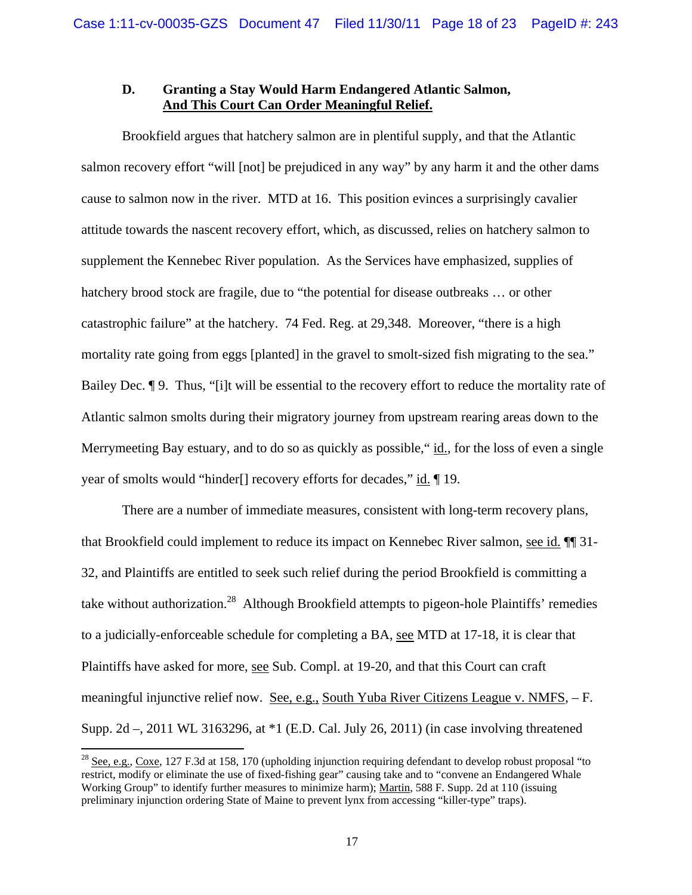### D. Granting a Stay Would Harm Endangered Atlantic Salmon, <u>And This Court Can Order Meaningful Relief.</u>

Brookfield argues that hatchery salmon are in plentiful supply, and that the Atlantic salmon recovery effort "will [not] be prejudiced in any way" by any harm it and the other dams cause to salmon now in the river. MTD at 16. This position evinces a surprisingly cavalier attitude towards the nascent recovery effort, which, as discussed, relies on hatchery salmon to supplement the Kennebec River population. As the Services have emphasized, supplies of hatchery brood stock are fragile, due to "the potential for disease outbreaks … or other catastrophic failure" at the hatchery. 74 Fed. Reg. at 29,348. Moreover, "there is a high mortality rate going from eggs [planted] in the gravel to smolt-sized fish migrating to the sea." Bailey Dec. ¶ 9. Thus, "[i]t will be essential to the recovery effort to reduce the mortality rate of Atlantic salmon smolts during their migratory journey from upstream rearing areas down to the Merrymeeting Bay estuary, and to do so as quickly as possible," <u>id.</u>, for the loss of even a single year of smolts would "hinder[] recovery efforts for decades," <u>id.</u> ¶ 19.

There are a number of immediate measures, consistent with long-term recovery plans, that Brookfield could implement to reduce its impact on Kennebec River salmon, <u>see id.</u> ¶¶ 31-32, and Plaintiffs are entitled to seek such relief during the period Brookfield is committing a take without authorization.[28] Although Brookfield attempts to pigeon-hole Plaintiffs' remedies to a judicially-enforceable schedule for completing a BA, <u>see</u> MTD at 17-18, it is clear that Plaintiffs have asked for more, <u>see</u> Sub. Compl. at 19-20, and that this Court can craft meaningful injunctive relief now. <u>See, e.g.,</u> <u>South Yuba River Citizens League v. NMFS</u>, – F. Supp. 2d –, 2011 WL 3163296, at *1 (E.D. Cal. July 26, 2011) (in case involving threatened

---

[28] <u>See, e.g.,</u> <u>Coxe</u>, 127 F.3d at 158, 170 (upholding injunction requiring defendant to develop robust proposal "to restrict, modify or eliminate the use of fixed-fishing gear" causing take and to "convene an Endangered Whale Working Group" to identify further measures to minimize harm); <u>Martin</u>, 588 F. Supp. 2d at 110 (issuing preliminary injunction ordering State of Maine to prevent lynx from accessing "killer-type" traps).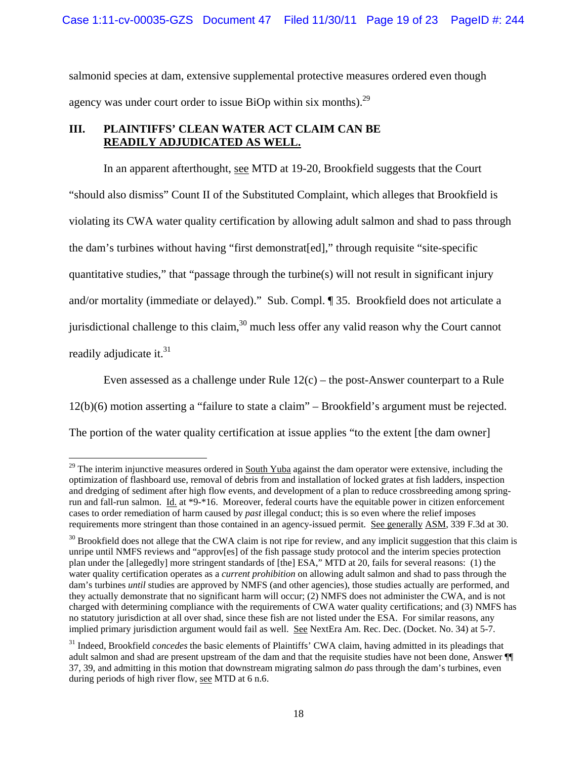salmonid species at dam, extensive supplemental protective measures ordered even though agency was under court order to issue BiOp within six months).[29]

## III. PLAINTIFFS' CLEAN WATER ACT CLAIM CAN BE READILY ADJUDICATED AS WELL.

In an apparent afterthought, see MTD at 19-20, Brookfield suggests that the Court "should also dismiss" Count II of the Substituted Complaint, which alleges that Brookfield is violating its CWA water quality certification by allowing adult salmon and shad to pass through the dam's turbines without having "first demonstrat[ed]," through requisite "site-specific quantitative studies," that "passage through the turbine(s) will not result in significant injury and/or mortality (immediate or delayed)." Sub. Compl. ¶ 35. Brookfield does not articulate a jurisdictional challenge to this claim,[30] much less offer any valid reason why the Court cannot readily adjudicate it.[31]

Even assessed as a challenge under Rule 12(c) – the post-Answer counterpart to a Rule 12(b)(6) motion asserting a "failure to state a claim" – Brookfield's argument must be rejected. The portion of the water quality certification at issue applies "to the extent [the dam owner]

---

[29] The interim injunctive measures ordered in South Yuba against the dam operator were extensive, including the optimization of flashboard use, removal of debris from and installation of locked grates at fish ladders, inspection and dredging of sediment after high flow events, and development of a plan to reduce crossbreeding among spring-run and fall-run salmon. Id. at *9-*16. Moreover, federal courts have the equitable power in citizen enforcement cases to order remediation of harm caused by *past* illegal conduct; this is so even where the relief imposes requirements more stringent than those contained in an agency-issued permit. See generally ASM, 339 F.3d at 30.

[30] Brookfield does not allege that the CWA claim is not ripe for review, and any implicit suggestion that this claim is unripe until NMFS reviews and "approv[es] of the fish passage study protocol and the interim species protection plan under the [allegedly] more stringent standards of [the] ESA," MTD at 20, fails for several reasons: (1) the water quality certification operates as a *current prohibition* on allowing adult salmon and shad to pass through the dam's turbines *until* studies are approved by NMFS (and other agencies), those studies actually are performed, and they actually demonstrate that no significant harm will occur; (2) NMFS does not administer the CWA, and is not charged with determining compliance with the requirements of CWA water quality certifications; and (3) NMFS has no statutory jurisdiction at all over shad, since these fish are not listed under the ESA. For similar reasons, any implied primary jurisdiction argument would fail as well. See NextEra Am. Rec. Dec. (Docket. No. 34) at 5-7.

[31] Indeed, Brookfield *concedes* the basic elements of Plaintiffs' CWA claim, having admitted in its pleadings that adult salmon and shad are present upstream of the dam and that the requisite studies have not been done, Answer ¶¶ 37, 39, and admitting in this motion that downstream migrating salmon *do* pass through the dam's turbines, even during periods of high river flow, see MTD at 6 n.6.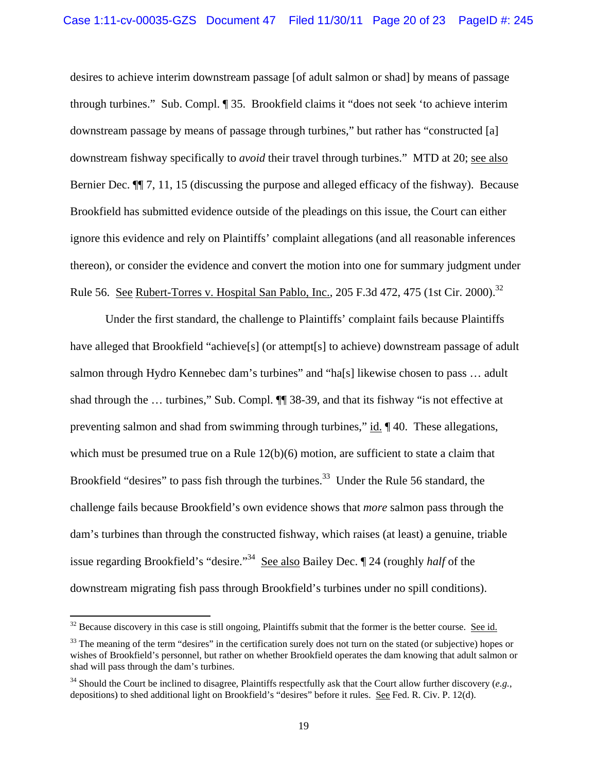desires to achieve interim downstream passage [of adult salmon or shad] by means of passage through turbines." Sub. Compl. ¶ 35. Brookfield claims it "does not seek 'to achieve interim downstream passage by means of passage through turbines," but rather has "constructed [a] downstream fishway specifically to *avoid* their travel through turbines." MTD at 20; see also Bernier Dec. ¶¶ 7, 11, 15 (discussing the purpose and alleged efficacy of the fishway). Because Brookfield has submitted evidence outside of the pleadings on this issue, the Court can either ignore this evidence and rely on Plaintiffs' complaint allegations (and all reasonable inferences thereon), or consider the evidence and convert the motion into one for summary judgment under Rule 56. See Rubert-Torres v. Hospital San Pablo, Inc., 205 F.3d 472, 475 (1st Cir. 2000).[32]

Under the first standard, the challenge to Plaintiffs' complaint fails because Plaintiffs have alleged that Brookfield "achieve[s] (or attempt[s] to achieve) downstream passage of adult salmon through Hydro Kennebec dam's turbines" and "ha[s] likewise chosen to pass … adult shad through the … turbines," Sub. Compl. ¶¶ 38-39, and that its fishway "is not effective at preventing salmon and shad from swimming through turbines," id. ¶ 40. These allegations, which must be presumed true on a Rule 12(b)(6) motion, are sufficient to state a claim that Brookfield "desires" to pass fish through the turbines.[33] Under the Rule 56 standard, the challenge fails because Brookfield's own evidence shows that *more* salmon pass through the dam's turbines than through the constructed fishway, which raises (at least) a genuine, triable issue regarding Brookfield's "desire."[34] See also Bailey Dec. ¶ 24 (roughly *half* of the downstream migrating fish pass through Brookfield's turbines under no spill conditions).

---

[32] Because discovery in this case is still ongoing, Plaintiffs submit that the former is the better course. See id.

[33] The meaning of the term "desires" in the certification surely does not turn on the stated (or subjective) hopes or wishes of Brookfield's personnel, but rather on whether Brookfield operates the dam knowing that adult salmon or shad will pass through the dam's turbines.

[34] Should the Court be inclined to disagree, Plaintiffs respectfully ask that the Court allow further discovery (*e.g.*, depositions) to shed additional light on Brookfield's "desires" before it rules. See Fed. R. Civ. P. 12(d).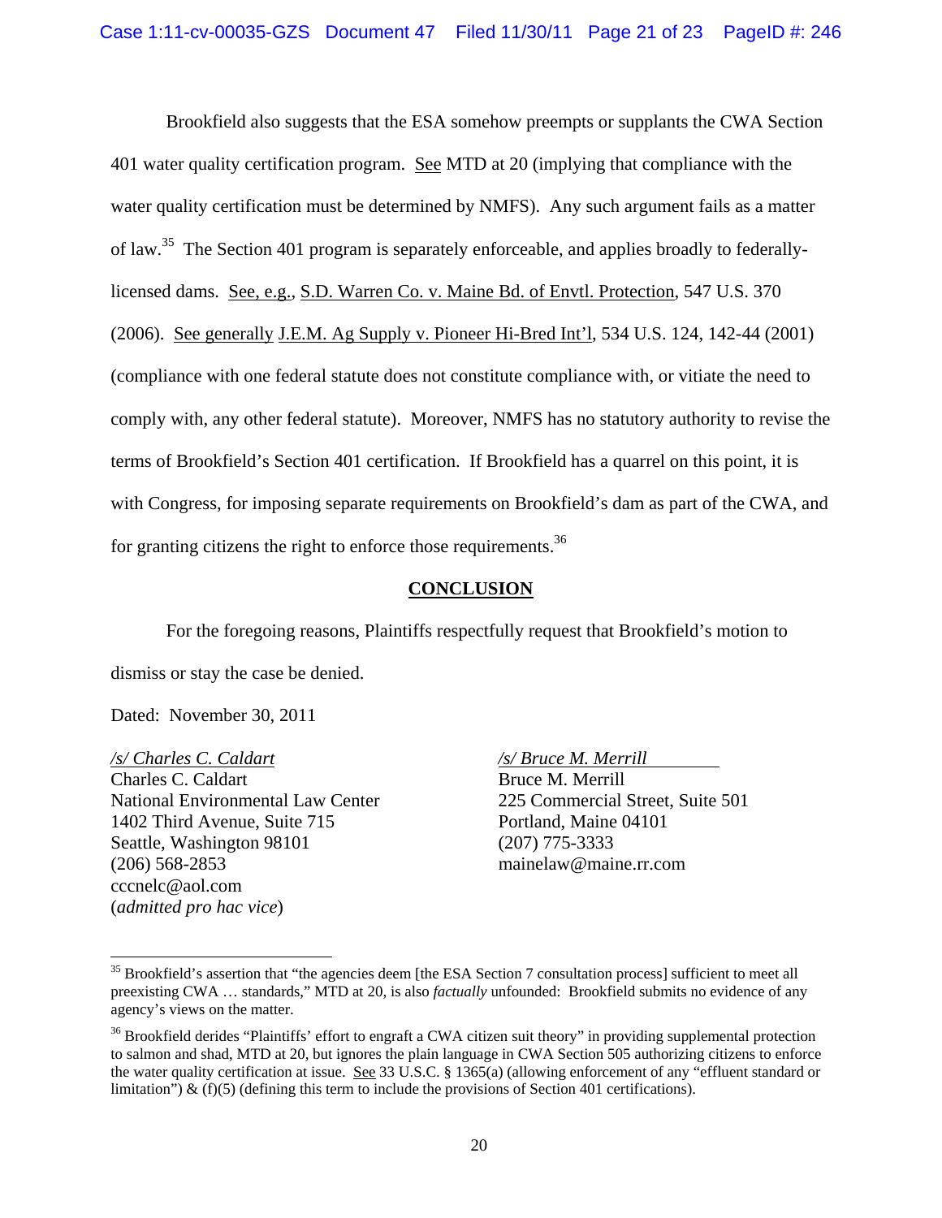Brookfield also suggests that the ESA somehow preempts or supplants the CWA Section 401 water quality certification program. See MTD at 20 (implying that compliance with the water quality certification must be determined by NMFS). Any such argument fails as a matter of law.[35] The Section 401 program is separately enforceable, and applies broadly to federally-licensed dams. See, e.g., S.D. Warren Co. v. Maine Bd. of Envtl. Protection, 547 U.S. 370 (2006). See generally J.E.M. Ag Supply v. Pioneer Hi-Bred Int'l, 534 U.S. 124, 142-44 (2001) (compliance with one federal statute does not constitute compliance with, or vitiate the need to comply with, any other federal statute). Moreover, NMFS has no statutory authority to revise the terms of Brookfield's Section 401 certification. If Brookfield has a quarrel on this point, it is with Congress, for imposing separate requirements on Brookfield's dam as part of the CWA, and for granting citizens the right to enforce those requirements.[36]

## CONCLUSION

For the foregoing reasons, Plaintiffs respectfully request that Brookfield's motion to dismiss or stay the case be denied.

Dated: November 30, 2011

*/s/ Charles C. Caldart*
Charles C. Caldart
National Environmental Law Center
1402 Third Avenue, Suite 715
Seattle, Washington 98101
(206) 568-2853
cccnelc@aol.com
(*admitted pro hac vice*)

*/s/ Bruce M. Merrill*
Bruce M. Merrill
225 Commercial Street, Suite 501
Portland, Maine 04101
(207) 775-3333
mainelaw@maine.rr.com

---

[35] Brookfield's assertion that "the agencies deem [the ESA Section 7 consultation process] sufficient to meet all preexisting CWA … standards," MTD at 20, is also *factually* unfounded: Brookfield submits no evidence of any agency's views on the matter.

[36] Brookfield derides "Plaintiffs' effort to engraft a CWA citizen suit theory" in providing supplemental protection to salmon and shad, MTD at 20, but ignores the plain language in CWA Section 505 authorizing citizens to enforce the water quality certification at issue. See 33 U.S.C. § 1365(a) (allowing enforcement of any "effluent standard or limitation") & (f)(5) (defining this term to include the provisions of Section 401 certifications).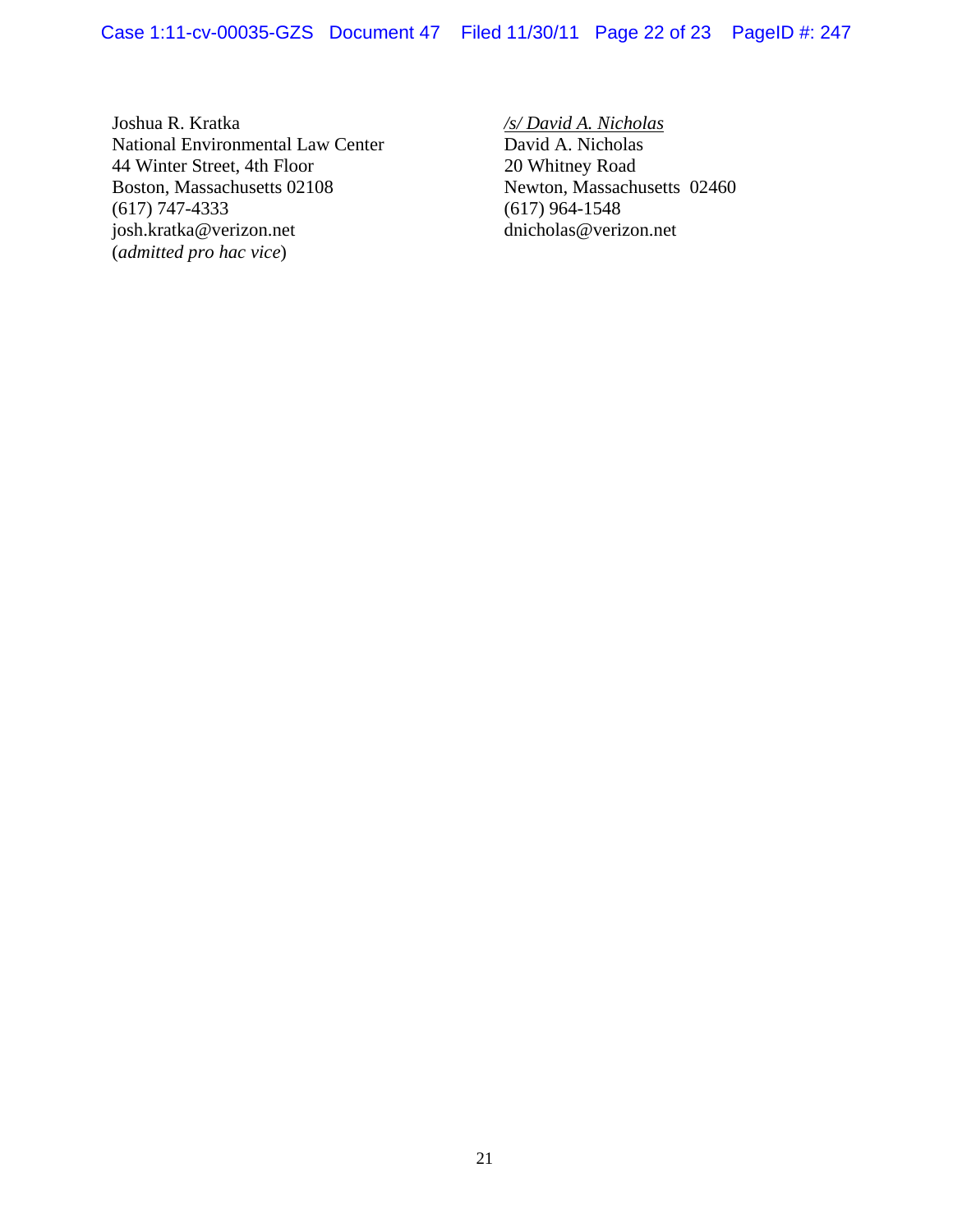Joshua R. Kratka
National Environmental Law Center
44 Winter Street, 4th Floor
Boston, Massachusetts 02108
(617) 747-4333
josh.kratka@verizon.net
(*admitted pro hac vice*)

*/s/ David A. Nicholas*
David A. Nicholas
20 Whitney Road
Newton, Massachusetts 02460
(617) 964-1548
dnicholas@verizon.net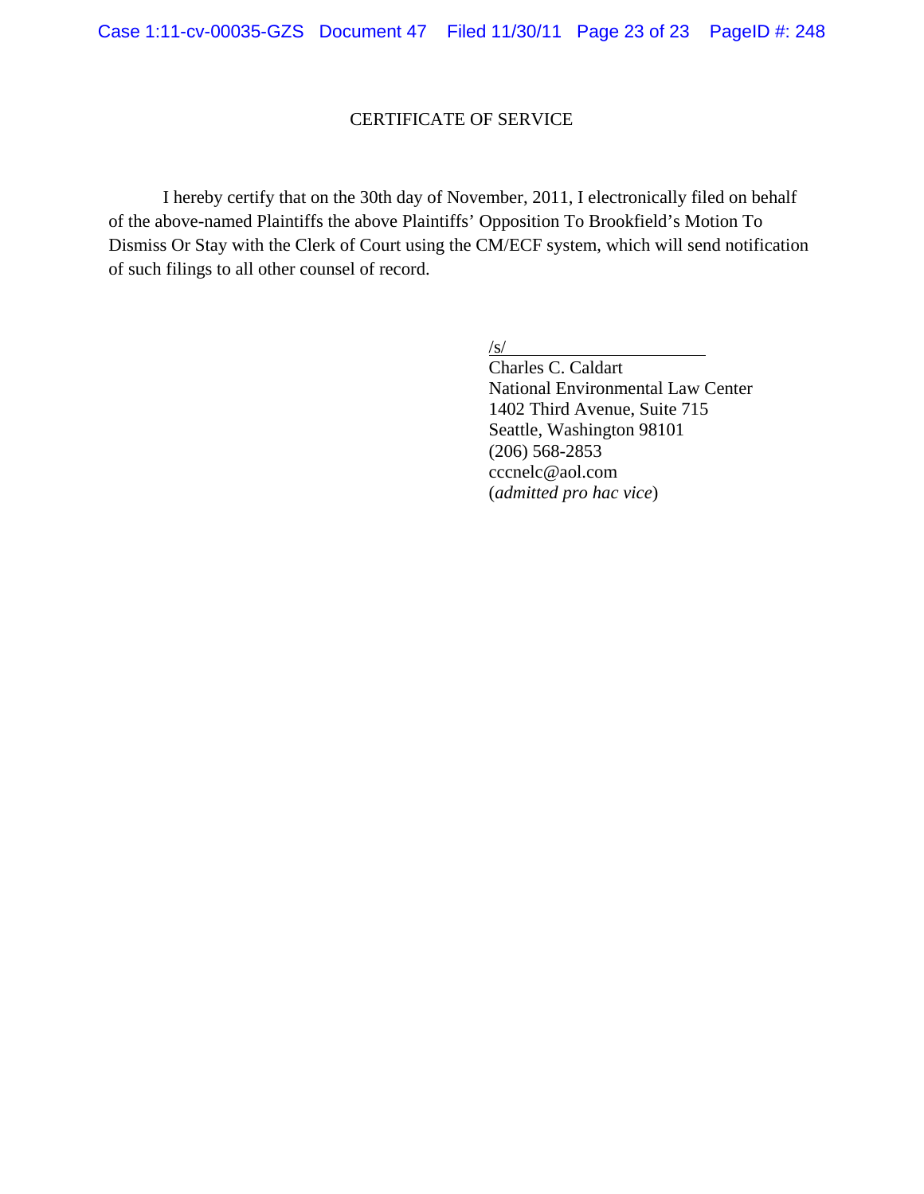# CERTIFICATE OF SERVICE

I hereby certify that on the 30th day of November, 2011, I electronically filed on behalf of the above-named Plaintiffs the above Plaintiffs' Opposition To Brookfield's Motion To Dismiss Or Stay with the Clerk of Court using the CM/ECF system, which will send notification of such filings to all other counsel of record.

/s/

Charles C. Caldart
National Environmental Law Center
1402 Third Avenue, Suite 715
Seattle, Washington 98101
(206) 568-2853
cccnelc@aol.com
(*admitted pro hac vice*)